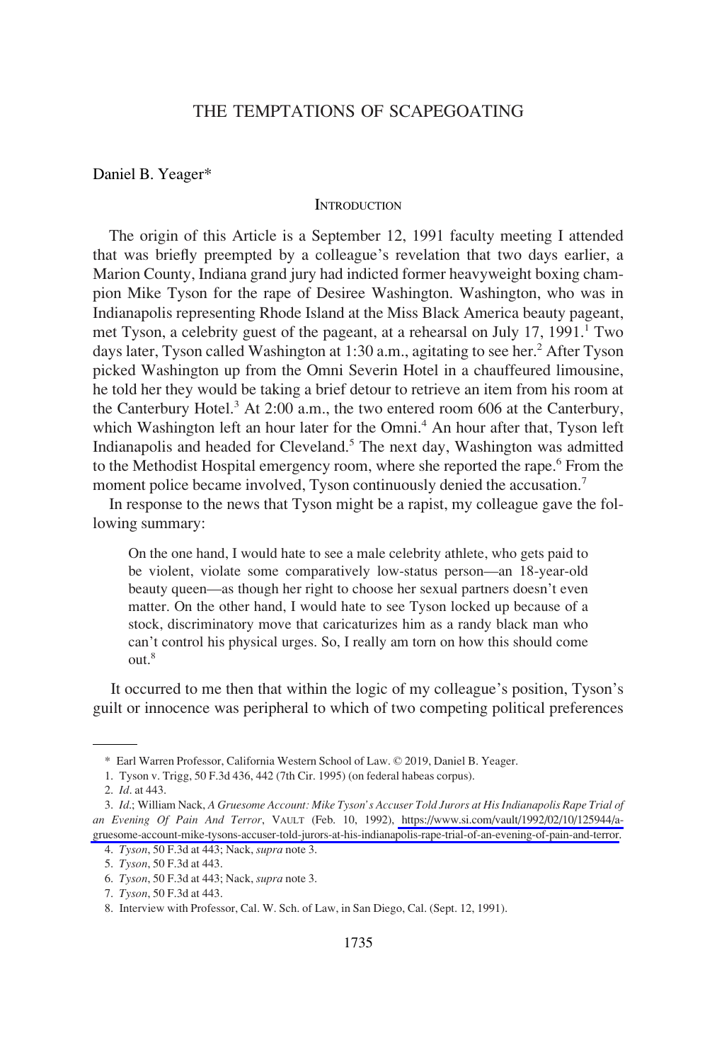# THE TEMPTATIONS OF SCAPEGOATING

Daniel B. Yeager*

## INTRODUCTION

The origin of this Article is a September 12, 1991 faculty meeting I attended that was briefly preempted by a colleague's revelation that two days earlier, a Marion County, Indiana grand jury had indicted former heavyweight boxing champion Mike Tyson for the rape of Desiree Washington. Washington, who was in Indianapolis representing Rhode Island at the Miss Black America beauty pageant, met Tyson, a celebrity guest of the pageant, at a rehearsal on July 17, 1991.[1] Two days later, Tyson called Washington at 1:30 a.m., agitating to see her.[2] After Tyson picked Washington up from the Omni Severin Hotel in a chauffeured limousine, he told her they would be taking a brief detour to retrieve an item from his room at the Canterbury Hotel.[3] At 2:00 a.m., the two entered room 606 at the Canterbury, which Washington left an hour later for the Omni.[4] An hour after that, Tyson left Indianapolis and headed for Cleveland.[5] The next day, Washington was admitted to the Methodist Hospital emergency room, where she reported the rape.[6] From the moment police became involved, Tyson continuously denied the accusation.[7]

In response to the news that Tyson might be a rapist, my colleague gave the following summary:

> On the one hand, I would hate to see a male celebrity athlete, who gets paid to be violent, violate some comparatively low-status person—an 18-year-old beauty queen—as though her right to choose her sexual partners doesn't even matter. On the other hand, I would hate to see Tyson locked up because of a stock, discriminatory move that caricaturizes him as a randy black man who can't control his physical urges. So, I really am torn on how this should come out.[8]

It occurred to me then that within the logic of my colleague's position, Tyson's guilt or innocence was peripheral to which of two competing political preferences

---

\* Earl Warren Professor, California Western School of Law. © 2019, Daniel B. Yeager.

1. Tyson v. Trigg, 50 F.3d 436, 442 (7th Cir. 1995) (on federal habeas corpus).

2. *Id*. at 443.

3. *Id*.; William Nack, *A Gruesome Account: Mike Tyson's Accuser Told Jurors at His Indianapolis Rape Trial of an Evening Of Pain And Terror*, VAULT (Feb. 10, 1992), https://www.si.com/vault/1992/02/10/125944/a-gruesome-account-mike-tysons-accuser-told-jurors-at-his-indianapolis-rape-trial-of-an-evening-of-pain-and-terror.

4. *Tyson*, 50 F.3d at 443; Nack, *supra* note 3.

5. *Tyson*, 50 F.3d at 443.

6. *Tyson*, 50 F.3d at 443; Nack, *supra* note 3.

7. *Tyson*, 50 F.3d at 443.

8. Interview with Professor, Cal. W. Sch. of Law, in San Diego, Cal. (Sept. 12, 1991).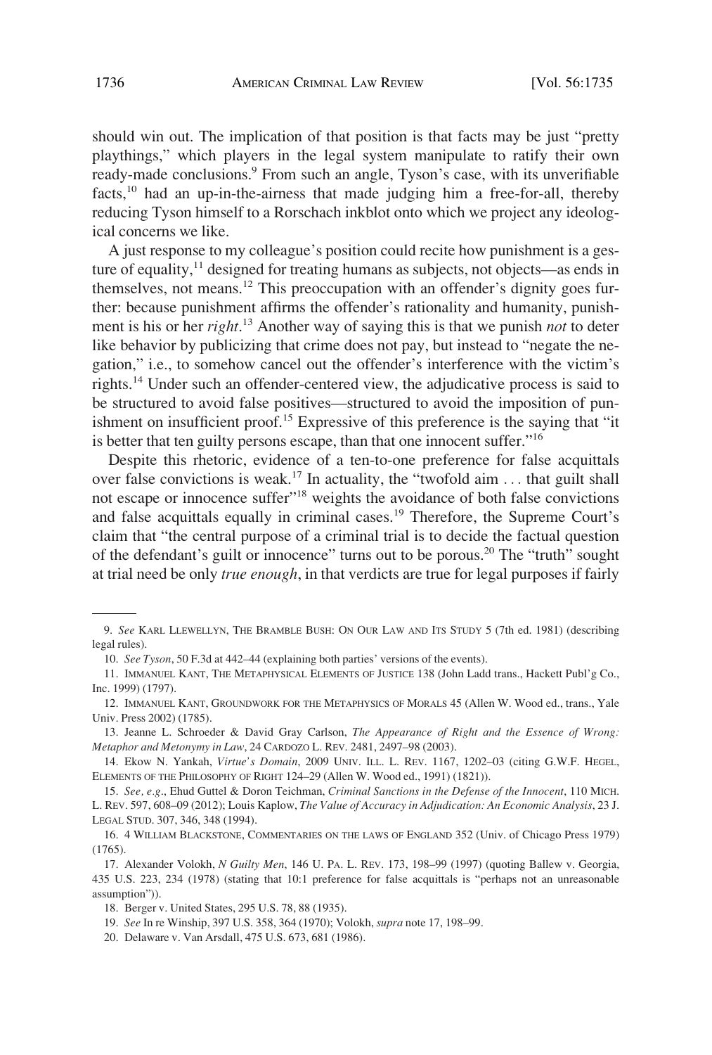should win out. The implication of that position is that facts may be just "pretty playthings," which players in the legal system manipulate to ratify their own ready-made conclusions.[9] From such an angle, Tyson's case, with its unverifiable facts,[10] had an up-in-the-airness that made judging him a free-for-all, thereby reducing Tyson himself to a Rorschach inkblot onto which we project any ideological concerns we like.

A just response to my colleague's position could recite how punishment is a gesture of equality,[11] designed for treating humans as subjects, not objects—as ends in themselves, not means.[12] This preoccupation with an offender's dignity goes further: because punishment affirms the offender's rationality and humanity, punishment is his or her *right*.[13] Another way of saying this is that we punish *not* to deter like behavior by publicizing that crime does not pay, but instead to "negate the negation," i.e., to somehow cancel out the offender's interference with the victim's rights.[14] Under such an offender-centered view, the adjudicative process is said to be structured to avoid false positives—structured to avoid the imposition of punishment on insufficient proof.[15] Expressive of this preference is the saying that "it is better that ten guilty persons escape, than that one innocent suffer."[16]

Despite this rhetoric, evidence of a ten-to-one preference for false acquittals over false convictions is weak.[17] In actuality, the "twofold aim . . . that guilt shall not escape or innocence suffer"[18] weights the avoidance of both false convictions and false acquittals equally in criminal cases.[19] Therefore, the Supreme Court's claim that "the central purpose of a criminal trial is to decide the factual question of the defendant's guilt or innocence" turns out to be porous.[20] The "truth" sought at trial need be only *true enough*, in that verdicts are true for legal purposes if fairly

---

9. *See* KARL LLEWELLYN, THE BRAMBLE BUSH: ON OUR LAW AND ITS STUDY 5 (7th ed. 1981) (describing legal rules).

10. *See Tyson*, 50 F.3d at 442–44 (explaining both parties' versions of the events).

11. IMMANUEL KANT, THE METAPHYSICAL ELEMENTS OF JUSTICE 138 (John Ladd trans., Hackett Publ'g Co., Inc. 1999) (1797).

12. IMMANUEL KANT, GROUNDWORK FOR THE METAPHYSICS OF MORALS 45 (Allen W. Wood ed., trans., Yale Univ. Press 2002) (1785).

13. Jeanne L. Schroeder & David Gray Carlson, *The Appearance of Right and the Essence of Wrong: Metaphor and Metonymy in Law*, 24 CARDOZO L. REV. 2481, 2497–98 (2003).

14. Ekow N. Yankah, *Virtue's Domain*, 2009 UNIV. ILL. L. REV. 1167, 1202–03 (citing G.W.F. HEGEL, ELEMENTS OF THE PHILOSOPHY OF RIGHT 124–29 (Allen W. Wood ed., 1991) (1821)).

15. *See, e.g.*, Ehud Guttel & Doron Teichman, *Criminal Sanctions in the Defense of the Innocent*, 110 MICH. L. REV. 597, 608–09 (2012); Louis Kaplow, *The Value of Accuracy in Adjudication: An Economic Analysis*, 23 J. LEGAL STUD. 307, 346, 348 (1994).

16. 4 WILLIAM BLACKSTONE, COMMENTARIES ON THE LAWS OF ENGLAND 352 (Univ. of Chicago Press 1979) (1765).

17. Alexander Volokh, *N Guilty Men*, 146 U. PA. L. REV. 173, 198–99 (1997) (quoting Ballew v. Georgia, 435 U.S. 223, 234 (1978) (stating that 10:1 preference for false acquittals is "perhaps not an unreasonable assumption")).

18. Berger v. United States, 295 U.S. 78, 88 (1935).

19. *See* In re Winship, 397 U.S. 358, 364 (1970); Volokh, *supra* note 17, 198–99.

20. Delaware v. Van Arsdall, 475 U.S. 673, 681 (1986).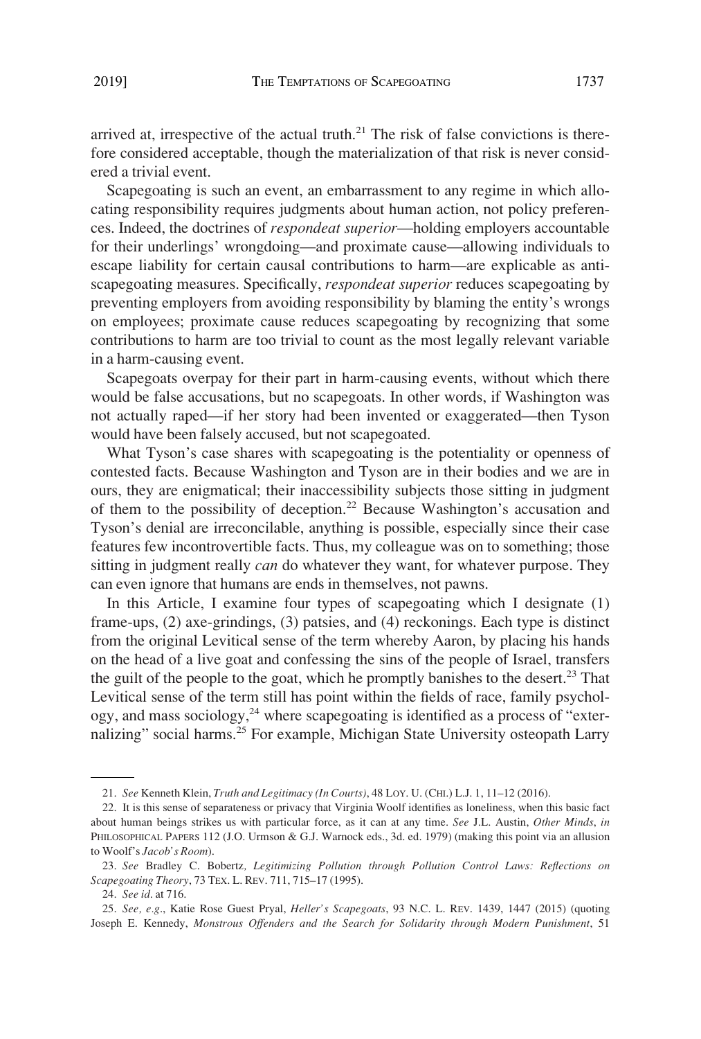arrived at, irrespective of the actual truth.[21] The risk of false convictions is therefore considered acceptable, though the materialization of that risk is never considered a trivial event.

Scapegoating is such an event, an embarrassment to any regime in which allocating responsibility requires judgments about human action, not policy preferences. Indeed, the doctrines of *respondeat superior*—holding employers accountable for their underlings' wrongdoing—and proximate cause—allowing individuals to escape liability for certain causal contributions to harm—are explicable as anti-scapegoating measures. Specifically, *respondeat superior* reduces scapegoating by preventing employers from avoiding responsibility by blaming the entity's wrongs on employees; proximate cause reduces scapegoating by recognizing that some contributions to harm are too trivial to count as the most legally relevant variable in a harm-causing event.

Scapegoats overpay for their part in harm-causing events, without which there would be false accusations, but no scapegoats. In other words, if Washington was not actually raped—if her story had been invented or exaggerated—then Tyson would have been falsely accused, but not scapegoated.

What Tyson's case shares with scapegoating is the potentiality or openness of contested facts. Because Washington and Tyson are in their bodies and we are in ours, they are enigmatical; their inaccessibility subjects those sitting in judgment of them to the possibility of deception.[22] Because Washington's accusation and Tyson's denial are irreconcilable, anything is possible, especially since their case features few incontrovertible facts. Thus, my colleague was on to something; those sitting in judgment really *can* do whatever they want, for whatever purpose. They can even ignore that humans are ends in themselves, not pawns.

In this Article, I examine four types of scapegoating which I designate (1) frame-ups, (2) axe-grindings, (3) patsies, and (4) reckonings. Each type is distinct from the original Levitical sense of the term whereby Aaron, by placing his hands on the head of a live goat and confessing the sins of the people of Israel, transfers the guilt of the people to the goat, which he promptly banishes to the desert.[23] That Levitical sense of the term still has point within the fields of race, family psychology, and mass sociology,[24] where scapegoating is identified as a process of "externalizing" social harms.[25] For example, Michigan State University osteopath Larry

---

21. *See* Kenneth Klein, *Truth and Legitimacy (In Courts)*, 48 LOY. U. (CHI.) L.J. 1, 11–12 (2016).

22. It is this sense of separateness or privacy that Virginia Woolf identifies as loneliness, when this basic fact about human beings strikes us with particular force, as it can at any time. *See* J.L. Austin, *Other Minds*, *in* PHILOSOPHICAL PAPERS 112 (J.O. Urmson & G.J. Warnock eds., 3d. ed. 1979) (making this point via an allusion to Woolf's *Jacob's Room*).

23. *See* Bradley C. Bobertz, *Legitimizing Pollution through Pollution Control Laws: Reflections on Scapegoating Theory*, 73 TEX. L. REV. 711, 715–17 (1995).

24. *See id.* at 716.

25. *See, e.g.*, Katie Rose Guest Pryal, *Heller's Scapegoats*, 93 N.C. L. REV. 1439, 1447 (2015) (quoting Joseph E. Kennedy, *Monstrous Offenders and the Search for Solidarity through Modern Punishment*, 51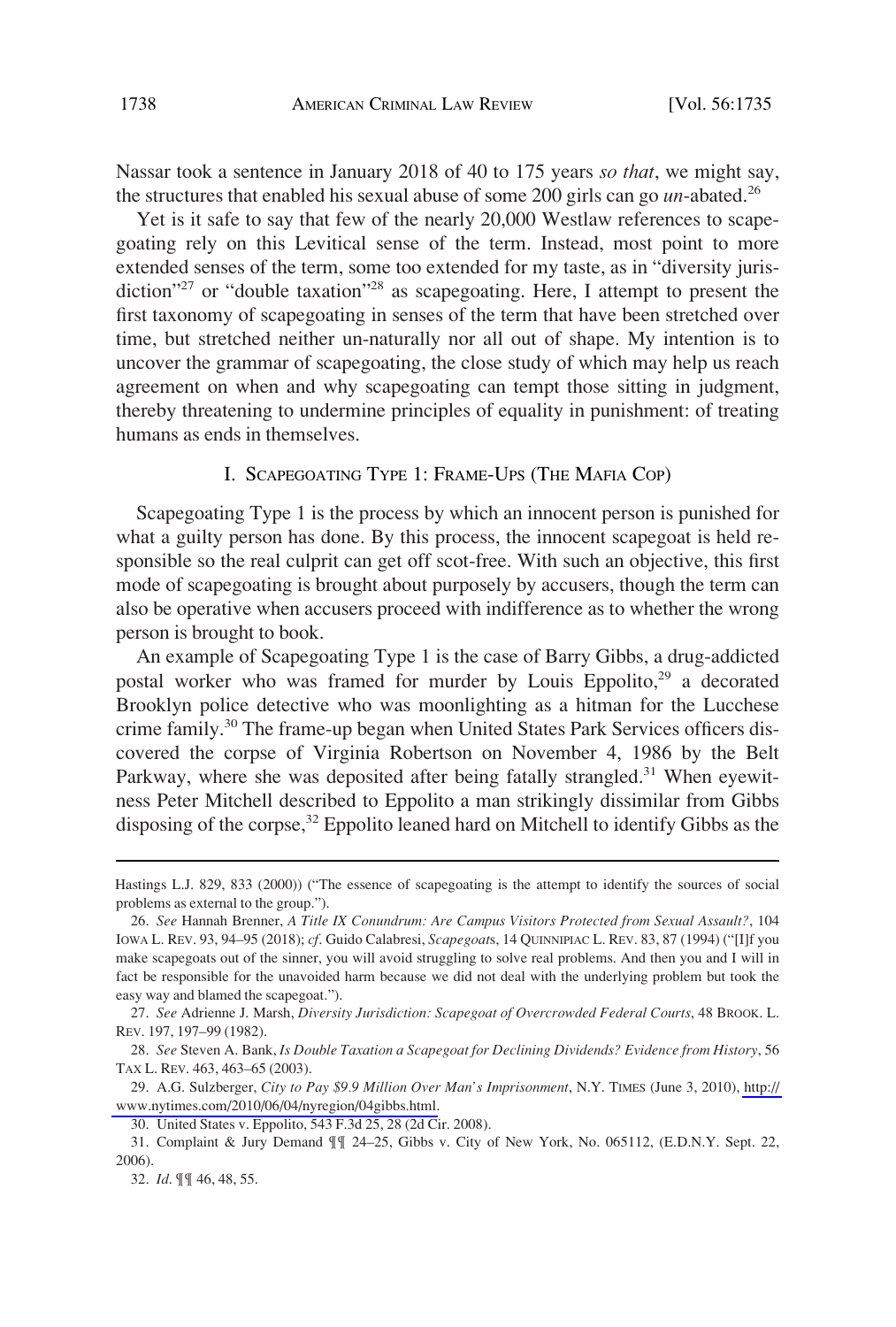Nassar took a sentence in January 2018 of 40 to 175 years *so that*, we might say, the structures that enabled his sexual abuse of some 200 girls can go *un*-abated.[26]

Yet is it safe to say that few of the nearly 20,000 Westlaw references to scapegoating rely on this Levitical sense of the term. Instead, most point to more extended senses of the term, some too extended for my taste, as in "diversity jurisdiction"[27] or "double taxation"[28] as scapegoating. Here, I attempt to present the first taxonomy of scapegoating in senses of the term that have been stretched over time, but stretched neither un-naturally nor all out of shape. My intention is to uncover the grammar of scapegoating, the close study of which may help us reach agreement on when and why scapegoating can tempt those sitting in judgment, thereby threatening to undermine principles of equality in punishment: of treating humans as ends in themselves.

## I. Scapegoating Type 1: Frame-Ups (The Mafia Cop)

Scapegoating Type 1 is the process by which an innocent person is punished for what a guilty person has done. By this process, the innocent scapegoat is held responsible so the real culprit can get off scot-free. With such an objective, this first mode of scapegoating is brought about purposely by accusers, though the term can also be operative when accusers proceed with indifference as to whether the wrong person is brought to book.

An example of Scapegoating Type 1 is the case of Barry Gibbs, a drug-addicted postal worker who was framed for murder by Louis Eppolito,[29] a decorated Brooklyn police detective who was moonlighting as a hitman for the Lucchese crime family.[30] The frame-up began when United States Park Services officers discovered the corpse of Virginia Robertson on November 4, 1986 by the Belt Parkway, where she was deposited after being fatally strangled.[31] When eyewitness Peter Mitchell described to Eppolito a man strikingly dissimilar from Gibbs disposing of the corpse,[32] Eppolito leaned hard on Mitchell to identify Gibbs as the

---

Hastings L.J. 829, 833 (2000)) ("The essence of scapegoating is the attempt to identify the sources of social problems as external to the group.").

26. *See* Hannah Brenner, *A Title IX Conundrum: Are Campus Visitors Protected from Sexual Assault?*, 104 Iowa L. Rev. 93, 94–95 (2018); *cf*. Guido Calabresi, *Scapegoats*, 14 Quinnipiac L. Rev. 83, 87 (1994) ("[I]f you make scapegoats out of the sinner, you will avoid struggling to solve real problems. And then you and I will in fact be responsible for the unavoided harm because we did not deal with the underlying problem but took the easy way and blamed the scapegoat.").

27. *See* Adrienne J. Marsh, *Diversity Jurisdiction: Scapegoat of Overcrowded Federal Courts*, 48 Brook. L. Rev. 197, 197–99 (1982).

28. *See* Steven A. Bank, *Is Double Taxation a Scapegoat for Declining Dividends? Evidence from History*, 56 Tax L. Rev. 463, 463–65 (2003).

29. A.G. Sulzberger, *City to Pay $9.9 Million Over Man's Imprisonment*, N.Y. Times (June 3, 2010), http://www.nytimes.com/2010/06/04/nyregion/04gibbs.html.

30. United States v. Eppolito, 543 F.3d 25, 28 (2d Cir. 2008).

31. Complaint & Jury Demand ¶¶ 24–25, Gibbs v. City of New York, No. 065112, (E.D.N.Y. Sept. 22, 2006).

32. *Id*. ¶¶ 46, 48, 55.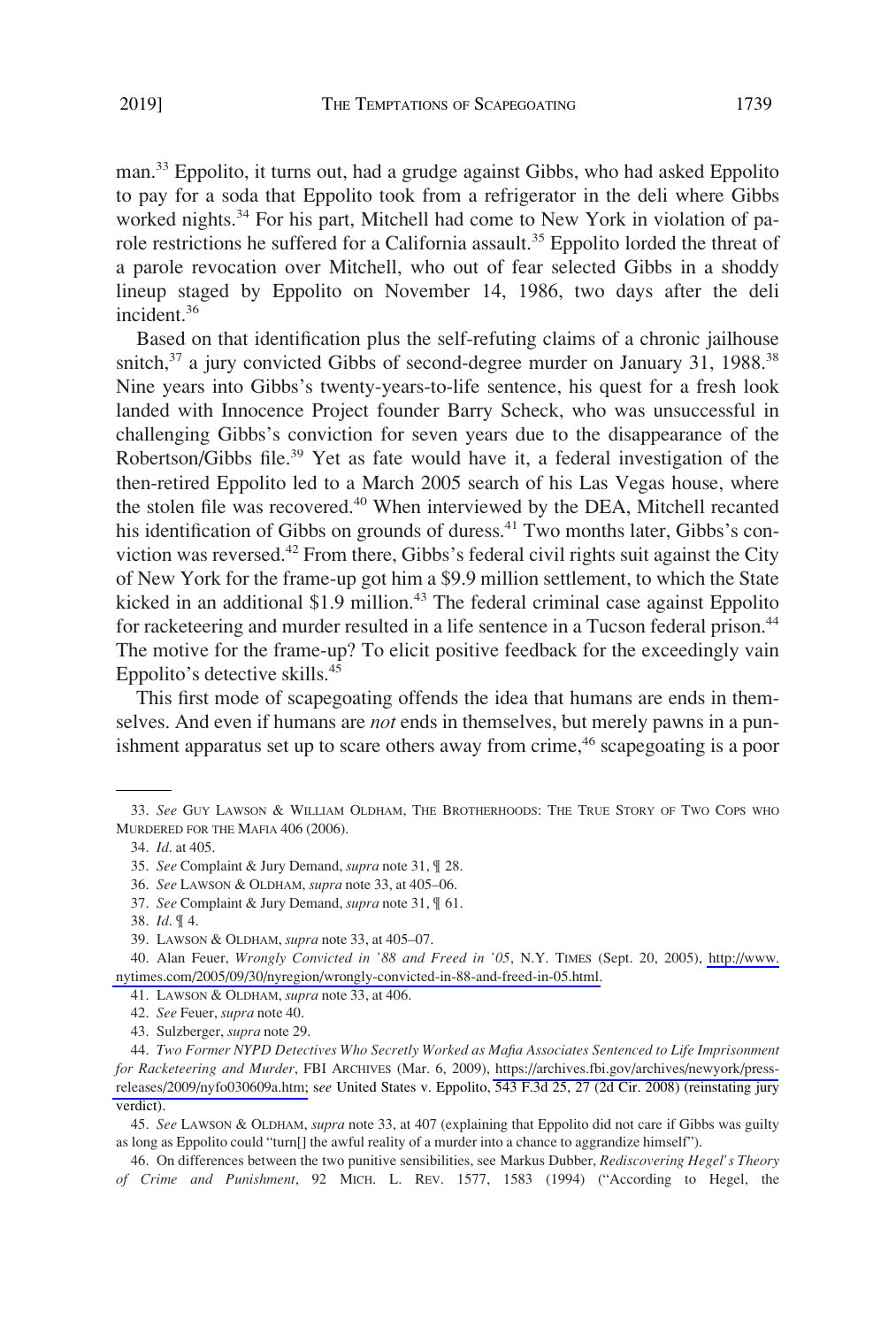man.[33] Eppolito, it turns out, had a grudge against Gibbs, who had asked Eppolito to pay for a soda that Eppolito took from a refrigerator in the deli where Gibbs worked nights.[34] For his part, Mitchell had come to New York in violation of parole restrictions he suffered for a California assault.[35] Eppolito lorded the threat of a parole revocation over Mitchell, who out of fear selected Gibbs in a shoddy lineup staged by Eppolito on November 14, 1986, two days after the deli incident.[36]

Based on that identification plus the self-refuting claims of a chronic jailhouse snitch,[37] a jury convicted Gibbs of second-degree murder on January 31, 1988.[38] Nine years into Gibbs's twenty-years-to-life sentence, his quest for a fresh look landed with Innocence Project founder Barry Scheck, who was unsuccessful in challenging Gibbs's conviction for seven years due to the disappearance of the Robertson/Gibbs file.[39] Yet as fate would have it, a federal investigation of the then-retired Eppolito led to a March 2005 search of his Las Vegas house, where the stolen file was recovered.[40] When interviewed by the DEA, Mitchell recanted his identification of Gibbs on grounds of duress.[41] Two months later, Gibbs's conviction was reversed.[42] From there, Gibbs's federal civil rights suit against the City of New York for the frame-up got him a $9.9 million settlement, to which the State kicked in an additional $1.9 million.[43] The federal criminal case against Eppolito for racketeering and murder resulted in a life sentence in a Tucson federal prison.[44] The motive for the frame-up? To elicit positive feedback for the exceedingly vain Eppolito's detective skills.[45]

This first mode of scapegoating offends the idea that humans are ends in themselves. And even if humans are *not* ends in themselves, but merely pawns in a punishment apparatus set up to scare others away from crime,[46] scapegoating is a poor

---

33. *See* GUY LAWSON & WILLIAM OLDHAM, THE BROTHERHOODS: THE TRUE STORY OF TWO COPS WHO MURDERED FOR THE MAFIA 406 (2006).

34. *Id*. at 405.

35. *See* Complaint & Jury Demand, *supra* note 31, ¶ 28.

36. *See* LAWSON & OLDHAM, *supra* note 33, at 405–06.

37. *See* Complaint & Jury Demand, *supra* note 31, ¶ 61.

38. *Id*. ¶ 4.

39. LAWSON & OLDHAM, *supra* note 33, at 405–07.

40. Alan Feuer, *Wrongly Convicted in '88 and Freed in '05*, N.Y. TIMES (Sept. 20, 2005), http://www.nytimes.com/2005/09/30/nyregion/wrongly-convicted-in-88-and-freed-in-05.html.

41. LAWSON & OLDHAM, *supra* note 33, at 406.

42. *See* Feuer, *supra* note 40.

43. Sulzberger, *supra* note 29.

44. *Two Former NYPD Detectives Who Secretly Worked as Mafia Associates Sentenced to Life Imprisonment for Racketeering and Murder*, FBI ARCHIVES (Mar. 6, 2009), https://archives.fbi.gov/archives/newyork/press-releases/2009/nyfo030609a.htm; s*ee* United States v. Eppolito, 543 F.3d 25, 27 (2d Cir. 2008) (reinstating jury verdict).

45. *See* LAWSON & OLDHAM, *supra* note 33, at 407 (explaining that Eppolito did not care if Gibbs was guilty as long as Eppolito could "turn[] the awful reality of a murder into a chance to aggrandize himself").

46. On differences between the two punitive sensibilities, see Markus Dubber, *Rediscovering Hegel's Theory of Crime and Punishment*, 92 MICH. L. REV. 1577, 1583 (1994) ("According to Hegel, the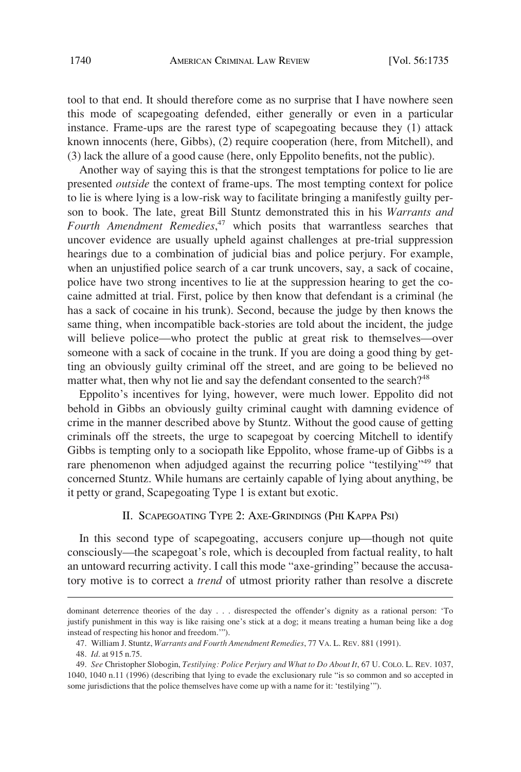tool to that end. It should therefore come as no surprise that I have nowhere seen this mode of scapegoating defended, either generally or even in a particular instance. Frame-ups are the rarest type of scapegoating because they (1) attack known innocents (here, Gibbs), (2) require cooperation (here, from Mitchell), and (3) lack the allure of a good cause (here, only Eppolito benefits, not the public).

Another way of saying this is that the strongest temptations for police to lie are presented *outside* the context of frame-ups. The most tempting context for police to lie is where lying is a low-risk way to facilitate bringing a manifestly guilty person to book. The late, great Bill Stuntz demonstrated this in his *Warrants and Fourth Amendment Remedies*,[47] which posits that warrantless searches that uncover evidence are usually upheld against challenges at pre-trial suppression hearings due to a combination of judicial bias and police perjury. For example, when an unjustified police search of a car trunk uncovers, say, a sack of cocaine, police have two strong incentives to lie at the suppression hearing to get the cocaine admitted at trial. First, police by then know that defendant is a criminal (he has a sack of cocaine in his trunk). Second, because the judge by then knows the same thing, when incompatible back-stories are told about the incident, the judge will believe police—who protect the public at great risk to themselves—over someone with a sack of cocaine in the trunk. If you are doing a good thing by getting an obviously guilty criminal off the street, and are going to be believed no matter what, then why not lie and say the defendant consented to the search?[48]

Eppolito's incentives for lying, however, were much lower. Eppolito did not behold in Gibbs an obviously guilty criminal caught with damning evidence of crime in the manner described above by Stuntz. Without the good cause of getting criminals off the streets, the urge to scapegoat by coercing Mitchell to identify Gibbs is tempting only to a sociopath like Eppolito, whose frame-up of Gibbs is a rare phenomenon when adjudged against the recurring police "testilying"[49] that concerned Stuntz. While humans are certainly capable of lying about anything, be it petty or grand, Scapegoating Type 1 is extant but exotic.

## II. Scapegoating Type 2: Axe-Grindings (Phi Kappa Psi)

In this second type of scapegoating, accusers conjure up—though not quite consciously—the scapegoat's role, which is decoupled from factual reality, to halt an untoward recurring activity. I call this mode "axe-grinding" because the accusatory motive is to correct a *trend* of utmost priority rather than resolve a discrete

---

dominant deterrence theories of the day . . . disrespected the offender's dignity as a rational person: 'To justify punishment in this way is like raising one's stick at a dog; it means treating a human being like a dog instead of respecting his honor and freedom.'").

47. William J. Stuntz, *Warrants and Fourth Amendment Remedies*, 77 VA. L. REV. 881 (1991).

48. *Id*. at 915 n.75.

49. *See* Christopher Slobogin, *Testilying: Police Perjury and What to Do About It*, 67 U. COLO. L. REV. 1037, 1040, 1040 n.11 (1996) (describing that lying to evade the exclusionary rule "is so common and so accepted in some jurisdictions that the police themselves have come up with a name for it: 'testilying'").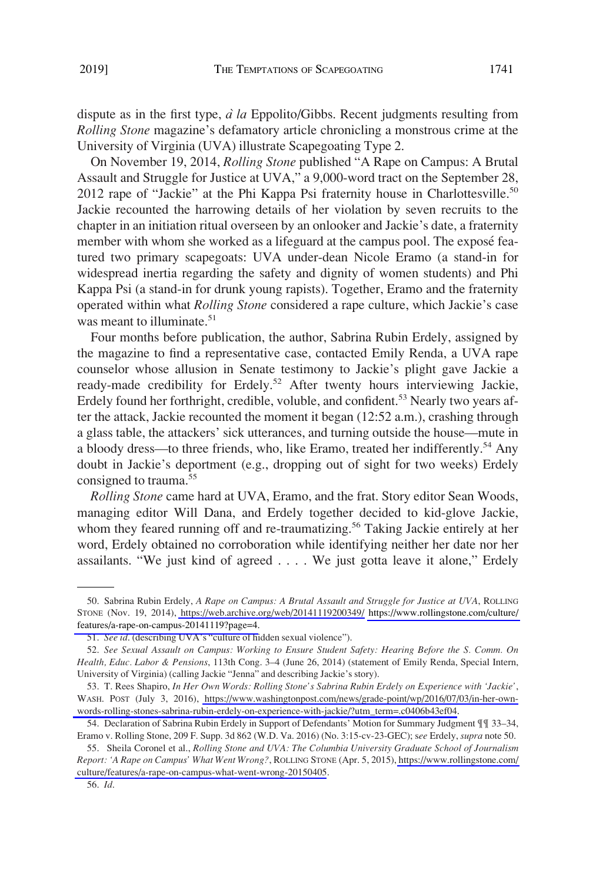dispute as in the first type, *à la* Eppolito/Gibbs. Recent judgments resulting from *Rolling Stone* magazine's defamatory article chronicling a monstrous crime at the University of Virginia (UVA) illustrate Scapegoating Type 2.

On November 19, 2014, *Rolling Stone* published "A Rape on Campus: A Brutal Assault and Struggle for Justice at UVA," a 9,000-word tract on the September 28, 2012 rape of "Jackie" at the Phi Kappa Psi fraternity house in Charlottesville.[50] Jackie recounted the harrowing details of her violation by seven recruits to the chapter in an initiation ritual overseen by an onlooker and Jackie's date, a fraternity member with whom she worked as a lifeguard at the campus pool. The exposé featured two primary scapegoats: UVA under-dean Nicole Eramo (a stand-in for widespread inertia regarding the safety and dignity of women students) and Phi Kappa Psi (a stand-in for drunk young rapists). Together, Eramo and the fraternity operated within what *Rolling Stone* considered a rape culture, which Jackie's case was meant to illuminate.[51]

Four months before publication, the author, Sabrina Rubin Erdely, assigned by the magazine to find a representative case, contacted Emily Renda, a UVA rape counselor whose allusion in Senate testimony to Jackie's plight gave Jackie a ready-made credibility for Erdely.[52] After twenty hours interviewing Jackie, Erdely found her forthright, credible, voluble, and confident.[53] Nearly two years after the attack, Jackie recounted the moment it began (12:52 a.m.), crashing through a glass table, the attackers' sick utterances, and turning outside the house—mute in a bloody dress—to three friends, who, like Eramo, treated her indifferently.[54] Any doubt in Jackie's deportment (e.g., dropping out of sight for two weeks) Erdely consigned to trauma.[55]

*Rolling Stone* came hard at UVA, Eramo, and the frat. Story editor Sean Woods, managing editor Will Dana, and Erdely together decided to kid-glove Jackie, whom they feared running off and re-traumatizing.[56] Taking Jackie entirely at her word, Erdely obtained no corroboration while identifying neither her date nor her assailants. "We just kind of agreed . . . . We just gotta leave it alone," Erdely

---

50. Sabrina Rubin Erdely, *A Rape on Campus: A Brutal Assault and Struggle for Justice at UVA*, ROLLING STONE (Nov. 19, 2014), https://web.archive.org/web/20141119200349/ https://www.rollingstone.com/culture/features/a-rape-on-campus-20141119?page=4.

51. *See id*. (describing UVA's "culture of hidden sexual violence").

52. *See Sexual Assault on Campus: Working to Ensure Student Safety: Hearing Before the S. Comm. On Health, Educ. Labor & Pensions*, 113th Cong. 3–4 (June 26, 2014) (statement of Emily Renda, Special Intern, University of Virginia) (calling Jackie "Jenna" and describing Jackie's story).

53. T. Rees Shapiro, *In Her Own Words: Rolling Stone's Sabrina Rubin Erdely on Experience with 'Jackie'*, WASH. POST (July 3, 2016), https://www.washingtonpost.com/news/grade-point/wp/2016/07/03/in-her-own-words-rolling-stones-sabrina-rubin-erdely-on-experience-with-jackie/?utm_term=.c0406b43ef04.

54. Declaration of Sabrina Rubin Erdely in Support of Defendants' Motion for Summary Judgment ¶¶ 33–34, Eramo v. Rolling Stone, 209 F. Supp. 3d 862 (W.D. Va. 2016) (No. 3:15-cv-23-GEC); s*ee* Erdely, *supra* note 50.

55. Sheila Coronel et al., *Rolling Stone and UVA: The Columbia University Graduate School of Journalism Report: 'A Rape on Campus' What Went Wrong?*, ROLLING STONE (Apr. 5, 2015), https://www.rollingstone.com/culture/features/a-rape-on-campus-what-went-wrong-20150405.

56. *Id*.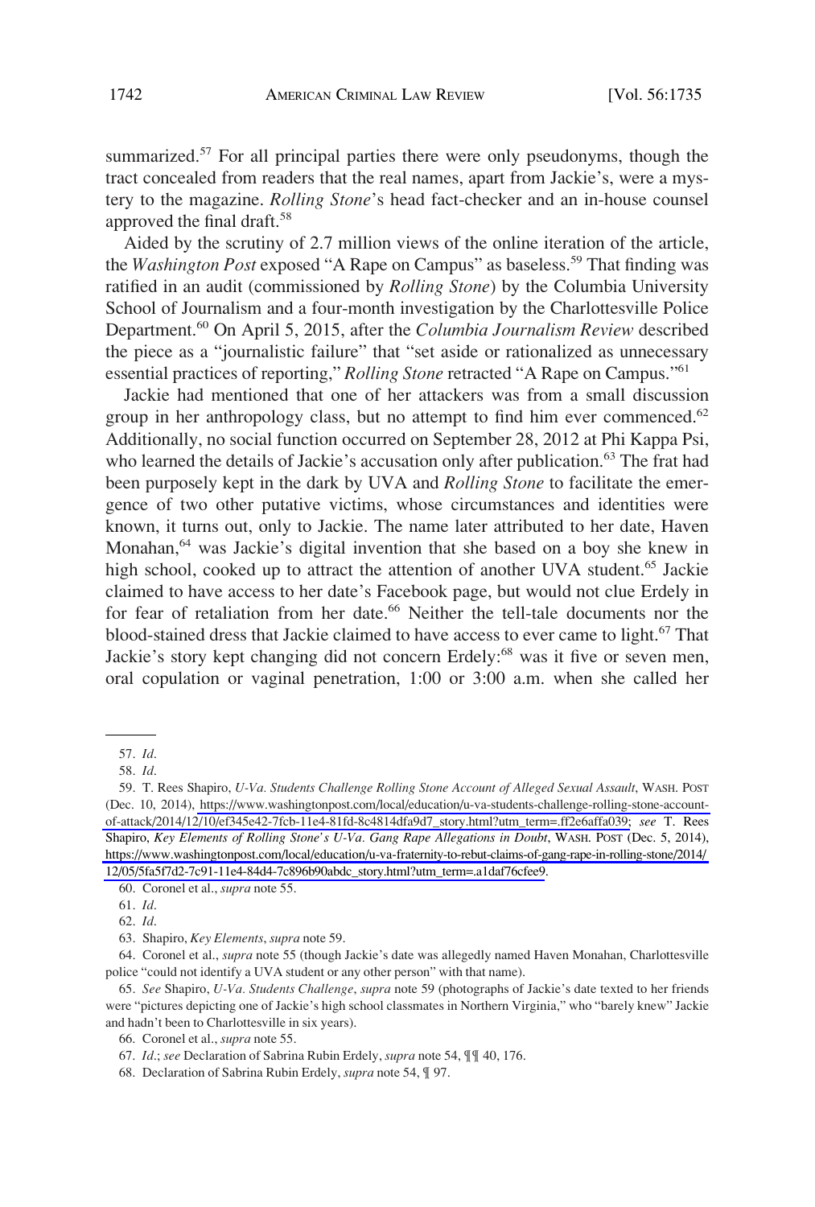summarized.[57] For all principal parties there were only pseudonyms, though the tract concealed from readers that the real names, apart from Jackie's, were a mystery to the magazine. *Rolling Stone*'s head fact-checker and an in-house counsel approved the final draft.[58]

Aided by the scrutiny of 2.7 million views of the online iteration of the article, the *Washington Post* exposed "A Rape on Campus" as baseless.[59] That finding was ratified in an audit (commissioned by *Rolling Stone*) by the Columbia University School of Journalism and a four-month investigation by the Charlottesville Police Department.[60] On April 5, 2015, after the *Columbia Journalism Review* described the piece as a "journalistic failure" that "set aside or rationalized as unnecessary essential practices of reporting," *Rolling Stone* retracted "A Rape on Campus."[61]

Jackie had mentioned that one of her attackers was from a small discussion group in her anthropology class, but no attempt to find him ever commenced.[62] Additionally, no social function occurred on September 28, 2012 at Phi Kappa Psi, who learned the details of Jackie's accusation only after publication.[63] The frat had been purposely kept in the dark by UVA and *Rolling Stone* to facilitate the emergence of two other putative victims, whose circumstances and identities were known, it turns out, only to Jackie. The name later attributed to her date, Haven Monahan,[64] was Jackie's digital invention that she based on a boy she knew in high school, cooked up to attract the attention of another UVA student.[65] Jackie claimed to have access to her date's Facebook page, but would not clue Erdely in for fear of retaliation from her date.[66] Neither the tell-tale documents nor the blood-stained dress that Jackie claimed to have access to ever came to light.[67] That Jackie's story kept changing did not concern Erdely:[68] was it five or seven men, oral copulation or vaginal penetration, 1:00 or 3:00 a.m. when she called her

---

57. *Id.*

58. *Id.*

59. T. Rees Shapiro, *U-Va. Students Challenge Rolling Stone Account of Alleged Sexual Assault*, WASH. POST (Dec. 10, 2014), https://www.washingtonpost.com/local/education/u-va-students-challenge-rolling-stone-account-of-attack/2014/12/10/ef345e42-7fcb-11e4-81fd-8c4814dfa9d7_story.html?utm_term=.ff2e6affa039; *see* T. Rees Shapiro, *Key Elements of Rolling Stone's U-Va. Gang Rape Allegations in Doubt*, WASH. POST (Dec. 5, 2014), https://www.washingtonpost.com/local/education/u-va-fraternity-to-rebut-claims-of-gang-rape-in-rolling-stone/2014/12/05/5fa5f7d2-7c91-11e4-84d4-7c896b90abdc_story.html?utm_term=.a1daf76cfee9.

60. Coronel et al., *supra* note 55.

61. *Id.*

62. *Id.*

63. Shapiro, *Key Elements*, *supra* note 59.

64. Coronel et al., *supra* note 55 (though Jackie's date was allegedly named Haven Monahan, Charlottesville police "could not identify a UVA student or any other person" with that name).

65. *See* Shapiro, *U-Va. Students Challenge*, *supra* note 59 (photographs of Jackie's date texted to her friends were "pictures depicting one of Jackie's high school classmates in Northern Virginia," who "barely knew" Jackie and hadn't been to Charlottesville in six years).

66. Coronel et al., *supra* note 55.

67. *Id.*; *see* Declaration of Sabrina Rubin Erdely, *supra* note 54, ¶¶ 40, 176.

68. Declaration of Sabrina Rubin Erdely, *supra* note 54, ¶ 97.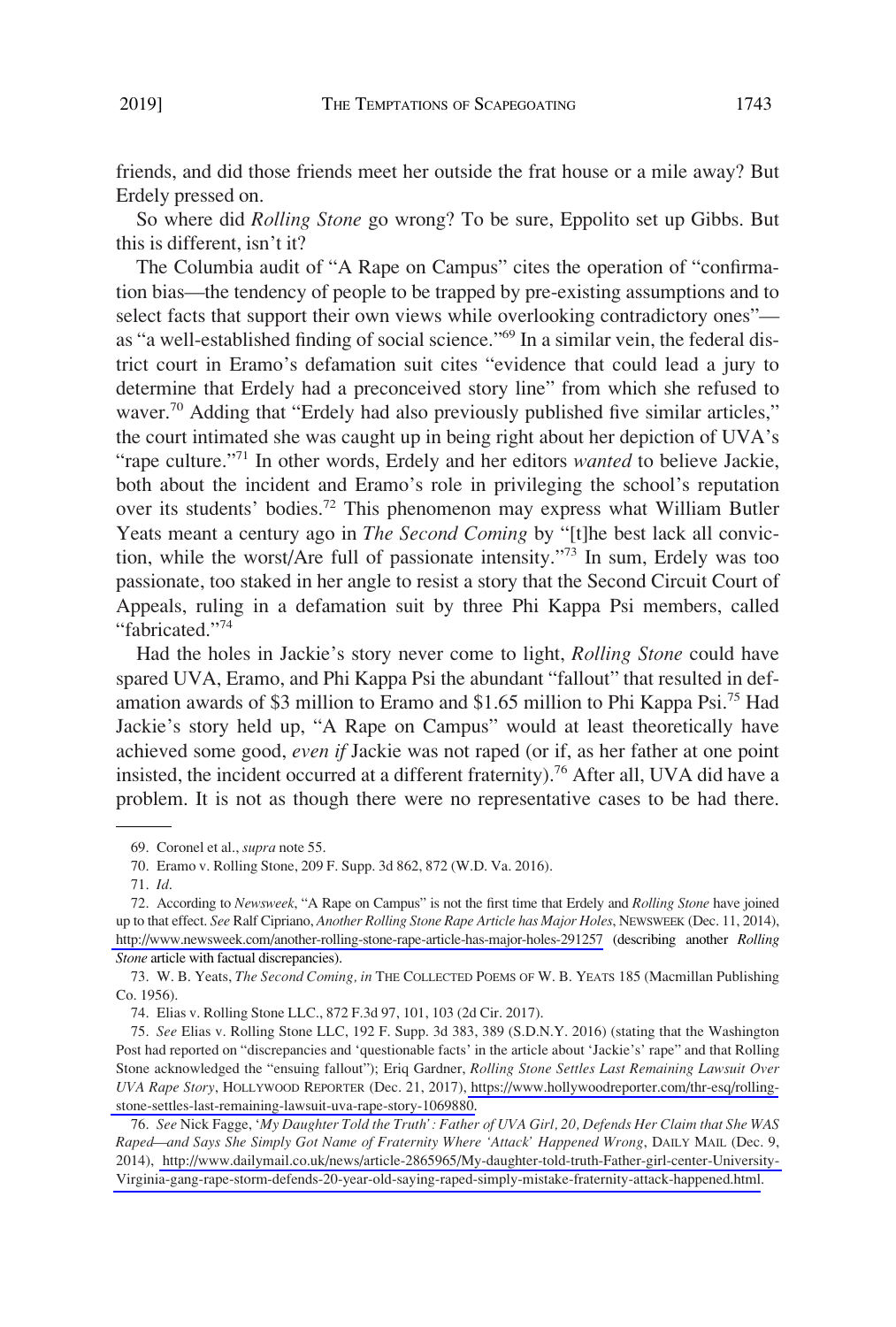friends, and did those friends meet her outside the frat house or a mile away? But Erdely pressed on.

So where did *Rolling Stone* go wrong? To be sure, Eppolito set up Gibbs. But this is different, isn't it?

The Columbia audit of "A Rape on Campus" cites the operation of "confirmation bias—the tendency of people to be trapped by pre-existing assumptions and to select facts that support their own views while overlooking contradictory ones"—as "a well-established finding of social science."[69] In a similar vein, the federal district court in Eramo's defamation suit cites "evidence that could lead a jury to determine that Erdely had a preconceived story line" from which she refused to waver.[70] Adding that "Erdely had also previously published five similar articles," the court intimated she was caught up in being right about her depiction of UVA's "rape culture."[71] In other words, Erdely and her editors *wanted* to believe Jackie, both about the incident and Eramo's role in privileging the school's reputation over its students' bodies.[72] This phenomenon may express what William Butler Yeats meant a century ago in *The Second Coming* by "[t]he best lack all conviction, while the worst/Are full of passionate intensity."[73] In sum, Erdely was too passionate, too staked in her angle to resist a story that the Second Circuit Court of Appeals, ruling in a defamation suit by three Phi Kappa Psi members, called "fabricated."[74]

Had the holes in Jackie's story never come to light, *Rolling Stone* could have spared UVA, Eramo, and Phi Kappa Psi the abundant "fallout" that resulted in defamation awards of $3 million to Eramo and $1.65 million to Phi Kappa Psi.[75] Had Jackie's story held up, "A Rape on Campus" would at least theoretically have achieved some good, *even if* Jackie was not raped (or if, as her father at one point insisted, the incident occurred at a different fraternity).[76] After all, UVA did have a problem. It is not as though there were no representative cases to be had there.

---

69. Coronel et al., *supra* note 55.

70. Eramo v. Rolling Stone, 209 F. Supp. 3d 862, 872 (W.D. Va. 2016).

71. *Id*.

72. According to *Newsweek*, "A Rape on Campus" is not the first time that Erdely and *Rolling Stone* have joined up to that effect. *See* Ralf Cipriano, *Another Rolling Stone Rape Article has Major Holes*, NEWSWEEK (Dec. 11, 2014), http://www.newsweek.com/another-rolling-stone-rape-article-has-major-holes-291257 (describing another *Rolling Stone* article with factual discrepancies).

73. W. B. Yeats, *The Second Coming, in* THE COLLECTED POEMS OF W. B. YEATS 185 (Macmillan Publishing Co. 1956).

74. Elias v. Rolling Stone LLC., 872 F.3d 97, 101, 103 (2d Cir. 2017).

75. *See* Elias v. Rolling Stone LLC, 192 F. Supp. 3d 383, 389 (S.D.N.Y. 2016) (stating that the Washington Post had reported on "discrepancies and 'questionable facts' in the article about 'Jackie's' rape" and that Rolling Stone acknowledged the "ensuing fallout"); Eriq Gardner, *Rolling Stone Settles Last Remaining Lawsuit Over UVA Rape Story*, HOLLYWOOD REPORTER (Dec. 21, 2017), https://www.hollywoodreporter.com/thr-esq/rolling-stone-settles-last-remaining-lawsuit-uva-rape-story-1069880.

76. *See* Nick Fagge, *'My Daughter Told the Truth': Father of UVA Girl, 20, Defends Her Claim that She WAS Raped—and Says She Simply Got Name of Fraternity Where 'Attack' Happened Wrong*, DAILY MAIL (Dec. 9, 2014), http://www.dailymail.co.uk/news/article-2865965/My-daughter-told-truth-Father-girl-center-University-Virginia-gang-rape-storm-defends-20-year-old-saying-raped-simply-mistake-fraternity-attack-happened.html.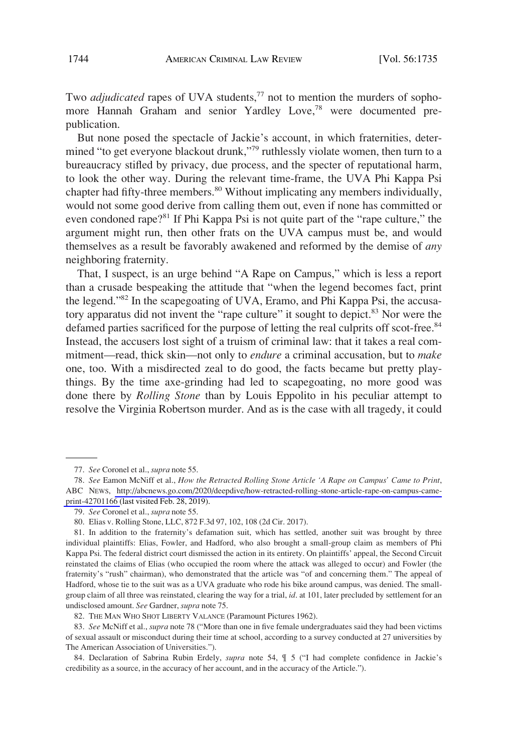Two *adjudicated* rapes of UVA students,[77] not to mention the murders of sophomore Hannah Graham and senior Yardley Love,[78] were documented pre-publication.

But none posed the spectacle of Jackie's account, in which fraternities, determined "to get everyone blackout drunk,"[79] ruthlessly violate women, then turn to a bureaucracy stifled by privacy, due process, and the specter of reputational harm, to look the other way. During the relevant time-frame, the UVA Phi Kappa Psi chapter had fifty-three members.[80] Without implicating any members individually, would not some good derive from calling them out, even if none has committed or even condoned rape?[81] If Phi Kappa Psi is not quite part of the "rape culture," the argument might run, then other frats on the UVA campus must be, and would themselves as a result be favorably awakened and reformed by the demise of *any* neighboring fraternity.

That, I suspect, is an urge behind "A Rape on Campus," which is less a report than a crusade bespeaking the attitude that "when the legend becomes fact, print the legend."[82] In the scapegoating of UVA, Eramo, and Phi Kappa Psi, the accusatory apparatus did not invent the "rape culture" it sought to depict.[83] Nor were the defamed parties sacrificed for the purpose of letting the real culprits off scot-free.[84] Instead, the accusers lost sight of a truism of criminal law: that it takes a real commitment—read, thick skin—not only to *endure* a criminal accusation, but to *make* one, too. With a misdirected zeal to do good, the facts became but pretty playthings. By the time axe-grinding had led to scapegoating, no more good was done there by *Rolling Stone* than by Louis Eppolito in his peculiar attempt to resolve the Virginia Robertson murder. And as is the case with all tragedy, it could

---

77. *See* Coronel et al., *supra* note 55.

78. *See* Eamon McNiff et al., *How the Retracted Rolling Stone Article 'A Rape on Campus' Came to Print*, ABC NEWS, http://abcnews.go.com/2020/deepdive/how-retracted-rolling-stone-article-rape-on-campus-came-print-42701166 (last visited Feb. 28, 2019).

79. *See* Coronel et al., *supra* note 55.

80. Elias v. Rolling Stone, LLC, 872 F.3d 97, 102, 108 (2d Cir. 2017).

81. In addition to the fraternity's defamation suit, which has settled, another suit was brought by three individual plaintiffs: Elias, Fowler, and Hadford, who also brought a small-group claim as members of Phi Kappa Psi. The federal district court dismissed the action in its entirety. On plaintiffs' appeal, the Second Circuit reinstated the claims of Elias (who occupied the room where the attack was alleged to occur) and Fowler (the fraternity's "rush" chairman), who demonstrated that the article was "of and concerning them." The appeal of Hadford, whose tie to the suit was as a UVA graduate who rode his bike around campus, was denied. The small-group claim of all three was reinstated, clearing the way for a trial, *id*. at 101, later precluded by settlement for an undisclosed amount. *See* Gardner, *supra* note 75.

82. THE MAN WHO SHOT LIBERTY VALANCE (Paramount Pictures 1962).

83. *See* McNiff et al., *supra* note 78 ("More than one in five female undergraduates said they had been victims of sexual assault or misconduct during their time at school, according to a survey conducted at 27 universities by The American Association of Universities.").

84. Declaration of Sabrina Rubin Erdely, *supra* note 54, ¶ 5 ("I had complete confidence in Jackie's credibility as a source, in the accuracy of her account, and in the accuracy of the Article.").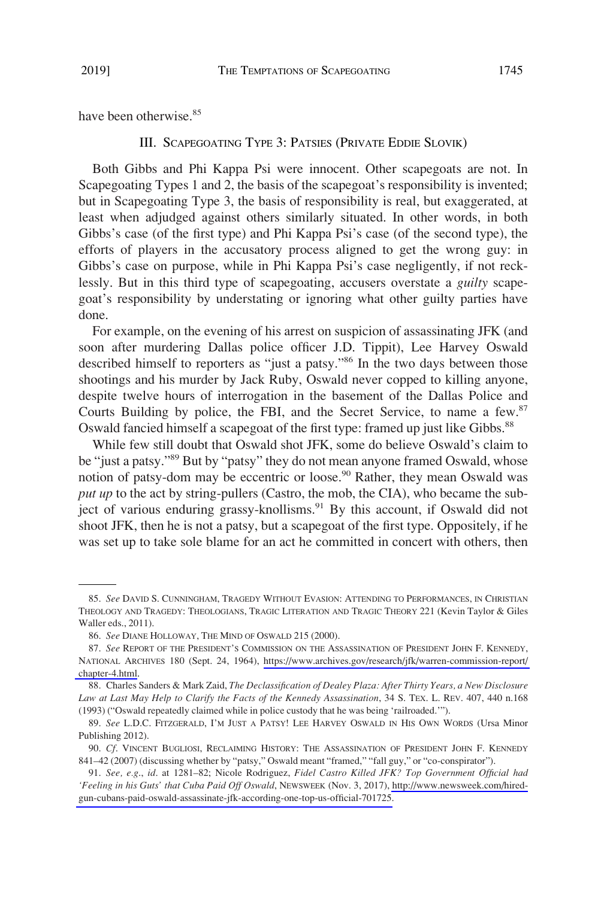have been otherwise.[85]

### III. Scapegoating Type 3: Patsies (Private Eddie Slovik)

Both Gibbs and Phi Kappa Psi were innocent. Other scapegoats are not. In Scapegoating Types 1 and 2, the basis of the scapegoat's responsibility is invented; but in Scapegoating Type 3, the basis of responsibility is real, but exaggerated, at least when adjudged against others similarly situated. In other words, in both Gibbs's case (of the first type) and Phi Kappa Psi's case (of the second type), the efforts of players in the accusatory process aligned to get the wrong guy: in Gibbs's case on purpose, while in Phi Kappa Psi's case negligently, if not recklessly. But in this third type of scapegoating, accusers overstate a *guilty* scapegoat's responsibility by understating or ignoring what other guilty parties have done.

For example, on the evening of his arrest on suspicion of assassinating JFK (and soon after murdering Dallas police officer J.D. Tippit), Lee Harvey Oswald described himself to reporters as "just a patsy."[86] In the two days between those shootings and his murder by Jack Ruby, Oswald never copped to killing anyone, despite twelve hours of interrogation in the basement of the Dallas Police and Courts Building by police, the FBI, and the Secret Service, to name a few.[87] Oswald fancied himself a scapegoat of the first type: framed up just like Gibbs.[88]

While few still doubt that Oswald shot JFK, some do believe Oswald's claim to be "just a patsy."[89] But by "patsy" they do not mean anyone framed Oswald, whose notion of patsy-dom may be eccentric or loose.[90] Rather, they mean Oswald was *put up* to the act by string-pullers (Castro, the mob, the CIA), who became the subject of various enduring grassy-knollisms.[91] By this account, if Oswald did not shoot JFK, then he is not a patsy, but a scapegoat of the first type. Oppositely, if he was set up to take sole blame for an act he committed in concert with others, then

---

85. *See* David S. Cunningham, Tragedy Without Evasion: Attending to Performances, in Christian Theology and Tragedy: Theologians, Tragic Literation and Tragic Theory 221 (Kevin Taylor & Giles Waller eds., 2011).

86. *See* Diane Holloway, The Mind of Oswald 215 (2000).

87. *See* Report of the President's Commission on the Assassination of President John F. Kennedy, National Archives 180 (Sept. 24, 1964), https://www.archives.gov/research/jfk/warren-commission-report/chapter-4.html.

88. Charles Sanders & Mark Zaid, *The Declassification of Dealey Plaza: After Thirty Years, a New Disclosure Law at Last May Help to Clarify the Facts of the Kennedy Assassination*, 34 S. Tex. L. Rev. 407, 440 n.168 (1993) ("Oswald repeatedly claimed while in police custody that he was being 'railroaded.'").

89. *See* L.D.C. Fitzgerald, I'm Just a Patsy! Lee Harvey Oswald in His Own Words (Ursa Minor Publishing 2012).

90. *Cf*. Vincent Bugliosi, Reclaiming History: The Assassination of President John F. Kennedy 841–42 (2007) (discussing whether by "patsy," Oswald meant "framed," "fall guy," or "co-conspirator").

91. *See, e.g.*, *id*. at 1281–82; Nicole Rodriguez, *Fidel Castro Killed JFK? Top Government Official had 'Feeling in his Guts' that Cuba Paid Off Oswald*, Newsweek (Nov. 3, 2017), http://www.newsweek.com/hired-gun-cubans-paid-oswald-assassinate-jfk-according-one-top-us-official-701725.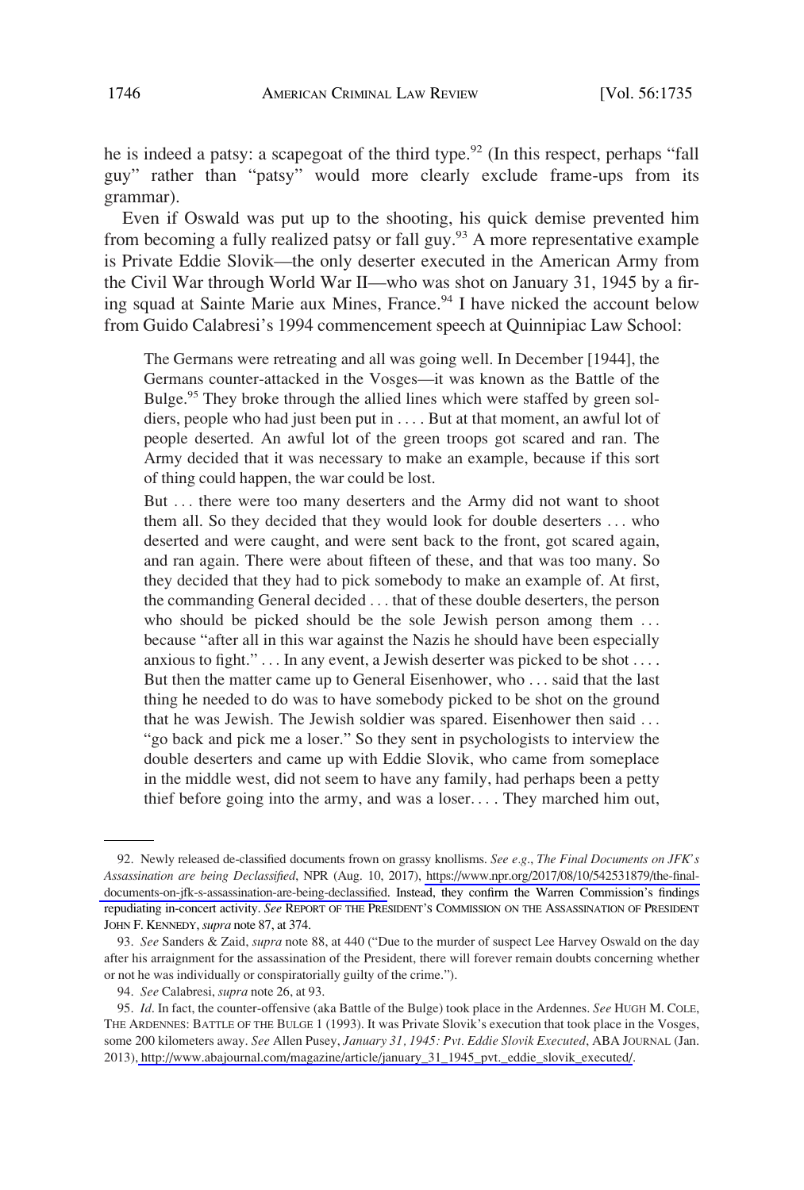he is indeed a patsy: a scapegoat of the third type.[92] (In this respect, perhaps "fall guy" rather than "patsy" would more clearly exclude frame-ups from its grammar).

Even if Oswald was put up to the shooting, his quick demise prevented him from becoming a fully realized patsy or fall guy.[93] A more representative example is Private Eddie Slovik—the only deserter executed in the American Army from the Civil War through World War II—who was shot on January 31, 1945 by a firing squad at Sainte Marie aux Mines, France.[94] I have nicked the account below from Guido Calabresi's 1994 commencement speech at Quinnipiac Law School:

> The Germans were retreating and all was going well. In December [1944], the Germans counter-attacked in the Vosges—it was known as the Battle of the Bulge.[95] They broke through the allied lines which were staffed by green soldiers, people who had just been put in . . . . But at that moment, an awful lot of people deserted. An awful lot of the green troops got scared and ran. The Army decided that it was necessary to make an example, because if this sort of thing could happen, the war could be lost.
>
> But . . . there were too many deserters and the Army did not want to shoot them all. So they decided that they would look for double deserters . . . who deserted and were caught, and were sent back to the front, got scared again, and ran again. There were about fifteen of these, and that was too many. So they decided that they had to pick somebody to make an example of. At first, the commanding General decided . . . that of these double deserters, the person who should be picked should be the sole Jewish person among them . . . because "after all in this war against the Nazis he should have been especially anxious to fight." . . . In any event, a Jewish deserter was picked to be shot . . . . But then the matter came up to General Eisenhower, who . . . said that the last thing he needed to do was to have somebody picked to be shot on the ground that he was Jewish. The Jewish soldier was spared. Eisenhower then said . . . "go back and pick me a loser." So they sent in psychologists to interview the double deserters and came up with Eddie Slovik, who came from someplace in the middle west, did not seem to have any family, had perhaps been a petty thief before going into the army, and was a loser. . . . They marched him out,

---

92. Newly released de-classified documents frown on grassy knollisms. *See e.g.*, *The Final Documents on JFK's Assassination are being Declassified*, NPR (Aug. 10, 2017), https://www.npr.org/2017/08/10/542531879/the-final-documents-on-jfk-s-assassination-are-being-declassified. Instead, they confirm the Warren Commission's findings repudiating in-concert activity. *See* REPORT OF THE PRESIDENT'S COMMISSION ON THE ASSASSINATION OF PRESIDENT JOHN F. KENNEDY, *supra* note 87, at 374.

93. *See* Sanders & Zaid, *supra* note 88, at 440 ("Due to the murder of suspect Lee Harvey Oswald on the day after his arraignment for the assassination of the President, there will forever remain doubts concerning whether or not he was individually or conspiratorially guilty of the crime.").

94. *See* Calabresi, *supra* note 26, at 93.

95. *Id*. In fact, the counter-offensive (aka Battle of the Bulge) took place in the Ardennes. *See* HUGH M. COLE, THE ARDENNES: BATTLE OF THE BULGE 1 (1993). It was Private Slovik's execution that took place in the Vosges, some 200 kilometers away. *See* Allen Pusey, *January 31, 1945: Pvt. Eddie Slovik Executed*, ABA JOURNAL (Jan. 2013), http://www.abajournal.com/magazine/article/january_31_1945_pvt._eddie_slovik_executed/.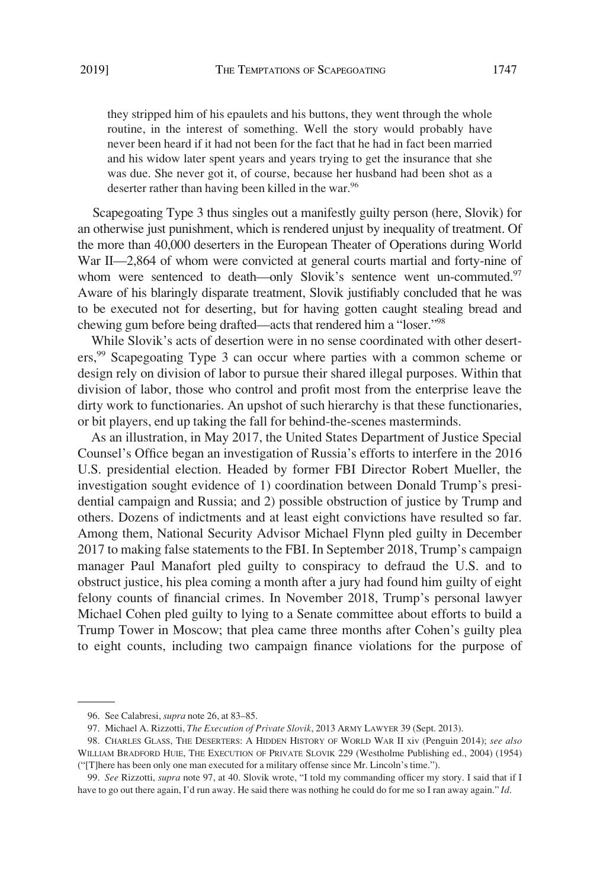> they stripped him of his epaulets and his buttons, they went through the whole routine, in the interest of something. Well the story would probably have never been heard if it had not been for the fact that he had in fact been married and his widow later spent years and years trying to get the insurance that she was due. She never got it, of course, because her husband had been shot as a deserter rather than having been killed in the war.[96]

Scapegoating Type 3 thus singles out a manifestly guilty person (here, Slovik) for an otherwise just punishment, which is rendered unjust by inequality of treatment. Of the more than 40,000 deserters in the European Theater of Operations during World War II—2,864 of whom were convicted at general courts martial and forty-nine of whom were sentenced to death—only Slovik's sentence went un-commuted.[97] Aware of his blaringly disparate treatment, Slovik justifiably concluded that he was to be executed not for deserting, but for having gotten caught stealing bread and chewing gum before being drafted—acts that rendered him a "loser."[98]

While Slovik's acts of desertion were in no sense coordinated with other deserters,[99] Scapegoating Type 3 can occur where parties with a common scheme or design rely on division of labor to pursue their shared illegal purposes. Within that division of labor, those who control and profit most from the enterprise leave the dirty work to functionaries. An upshot of such hierarchy is that these functionaries, or bit players, end up taking the fall for behind-the-scenes masterminds.

As an illustration, in May 2017, the United States Department of Justice Special Counsel's Office began an investigation of Russia's efforts to interfere in the 2016 U.S. presidential election. Headed by former FBI Director Robert Mueller, the investigation sought evidence of 1) coordination between Donald Trump's presidential campaign and Russia; and 2) possible obstruction of justice by Trump and others. Dozens of indictments and at least eight convictions have resulted so far. Among them, National Security Advisor Michael Flynn pled guilty in December 2017 to making false statements to the FBI. In September 2018, Trump's campaign manager Paul Manafort pled guilty to conspiracy to defraud the U.S. and to obstruct justice, his plea coming a month after a jury had found him guilty of eight felony counts of financial crimes. In November 2018, Trump's personal lawyer Michael Cohen pled guilty to lying to a Senate committee about efforts to build a Trump Tower in Moscow; that plea came three months after Cohen's guilty plea to eight counts, including two campaign finance violations for the purpose of

---

96. See Calabresi, *supra* note 26, at 83–85.

97. Michael A. Rizzotti, *The Execution of Private Slovik*, 2013 ARMY LAWYER 39 (Sept. 2013).

98. CHARLES GLASS, THE DESERTERS: A HIDDEN HISTORY OF WORLD WAR II xiv (Penguin 2014); *see also* WILLIAM BRADFORD HUIE, THE EXECUTION OF PRIVATE SLOVIK 229 (Westholme Publishing ed., 2004) (1954) ("[T]here has been only one man executed for a military offense since Mr. Lincoln's time.").

99. *See* Rizzotti, *supra* note 97, at 40. Slovik wrote, "I told my commanding officer my story. I said that if I have to go out there again, I'd run away. He said there was nothing he could do for me so I ran away again." *Id.*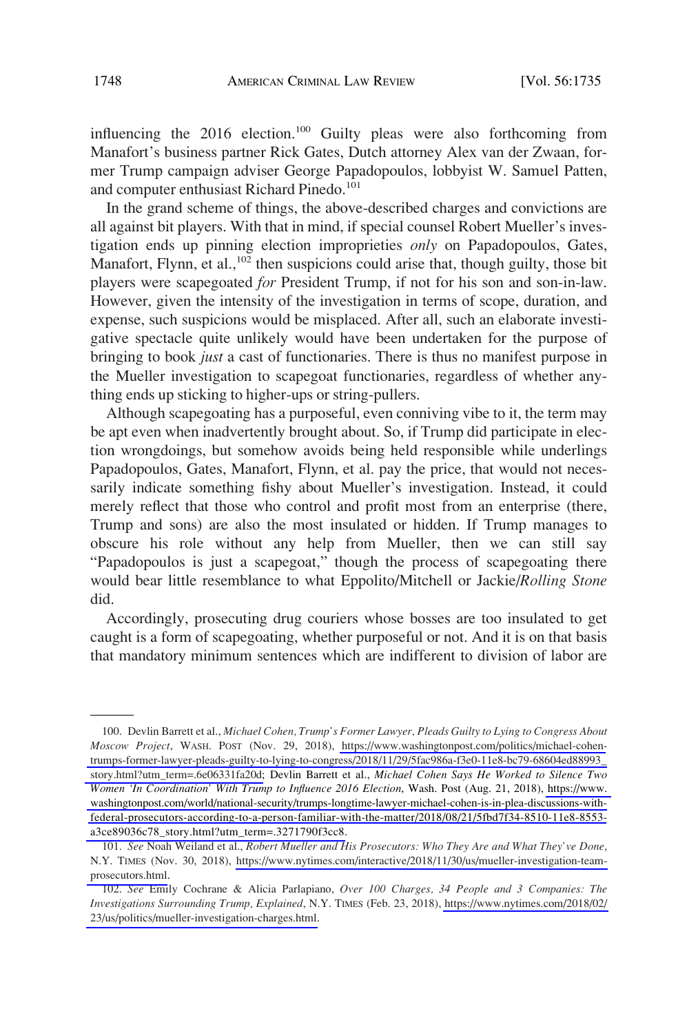influencing the 2016 election.[100] Guilty pleas were also forthcoming from Manafort's business partner Rick Gates, Dutch attorney Alex van der Zwaan, former Trump campaign adviser George Papadopoulos, lobbyist W. Samuel Patten, and computer enthusiast Richard Pinedo.[101]

In the grand scheme of things, the above-described charges and convictions are all against bit players. With that in mind, if special counsel Robert Mueller's investigation ends up pinning election improprieties *only* on Papadopoulos, Gates, Manafort, Flynn, et al.,[102] then suspicions could arise that, though guilty, those bit players were scapegoated *for* President Trump, if not for his son and son-in-law. However, given the intensity of the investigation in terms of scope, duration, and expense, such suspicions would be misplaced. After all, such an elaborate investigative spectacle quite unlikely would have been undertaken for the purpose of bringing to book *just* a cast of functionaries. There is thus no manifest purpose in the Mueller investigation to scapegoat functionaries, regardless of whether anything ends up sticking to higher-ups or string-pullers.

Although scapegoating has a purposeful, even conniving vibe to it, the term may be apt even when inadvertently brought about. So, if Trump did participate in election wrongdoings, but somehow avoids being held responsible while underlings Papadopoulos, Gates, Manafort, Flynn, et al. pay the price, that would not necessarily indicate something fishy about Mueller's investigation. Instead, it could merely reflect that those who control and profit most from an enterprise (there, Trump and sons) are also the most insulated or hidden. If Trump manages to obscure his role without any help from Mueller, then we can still say "Papadopoulos is just a scapegoat," though the process of scapegoating there would bear little resemblance to what Eppolito/Mitchell or Jackie/*Rolling Stone* did.

Accordingly, prosecuting drug couriers whose bosses are too insulated to get caught is a form of scapegoating, whether purposeful or not. And it is on that basis that mandatory minimum sentences which are indifferent to division of labor are

---

100. Devlin Barrett et al., *Michael Cohen, Trump's Former Lawyer, Pleads Guilty to Lying to Congress About Moscow Project*, WASH. POST (Nov. 29, 2018), https://www.washingtonpost.com/politics/michael-cohen-trumps-former-lawyer-pleads-guilty-to-lying-to-congress/2018/11/29/5fac986a-f3e0-11e8-bc79-68604ed88993_story.html?utm_term=.6e06331fa20d; Devlin Barrett et al., *Michael Cohen Says He Worked to Silence Two Women 'In Coordination' With Trump to Influence 2016 Election*, Wash. Post (Aug. 21, 2018), https://www.washingtonpost.com/world/national-security/trumps-longtime-lawyer-michael-cohen-is-in-plea-discussions-with-federal-prosecutors-according-to-a-person-familiar-with-the-matter/2018/08/21/5fbd7f34-8510-11e8-8553-a3ce89036c78_story.html?utm_term=.3271790f3cc8.

101. *See* Noah Weiland et al., *Robert Mueller and His Prosecutors: Who They Are and What They've Done*, N.Y. TIMES (Nov. 30, 2018), https://www.nytimes.com/interactive/2018/11/30/us/mueller-investigation-team-prosecutors.html.

102. *See* Emily Cochrane & Alicia Parlapiano, *Over 100 Charges, 34 People and 3 Companies: The Investigations Surrounding Trump, Explained*, N.Y. TIMES (Feb. 23, 2018), https://www.nytimes.com/2018/02/23/us/politics/mueller-investigation-charges.html.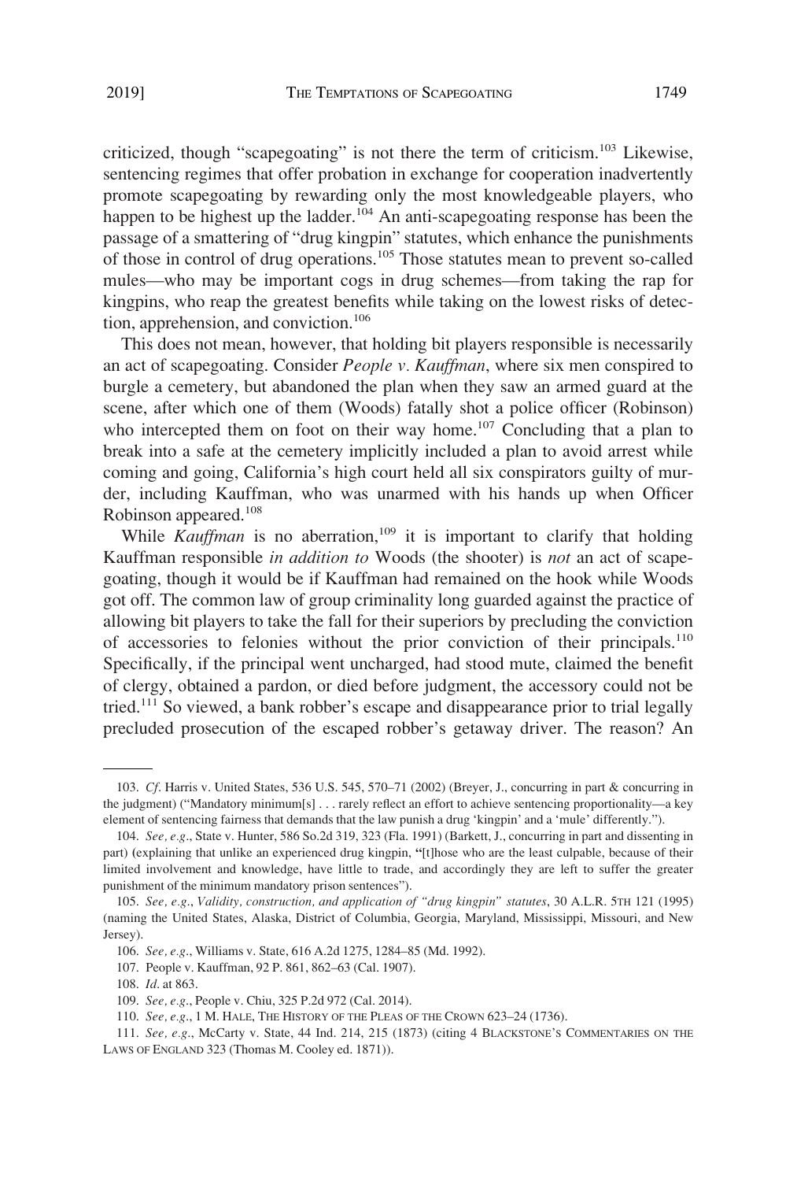criticized, though "scapegoating" is not there the term of criticism.[103] Likewise, sentencing regimes that offer probation in exchange for cooperation inadvertently promote scapegoating by rewarding only the most knowledgeable players, who happen to be highest up the ladder.[104] An anti-scapegoating response has been the passage of a smattering of "drug kingpin" statutes, which enhance the punishments of those in control of drug operations.[105] Those statutes mean to prevent so-called mules—who may be important cogs in drug schemes—from taking the rap for kingpins, who reap the greatest benefits while taking on the lowest risks of detection, apprehension, and conviction.[106]

This does not mean, however, that holding bit players responsible is necessarily an act of scapegoating. Consider *People v. Kauffman*, where six men conspired to burgle a cemetery, but abandoned the plan when they saw an armed guard at the scene, after which one of them (Woods) fatally shot a police officer (Robinson) who intercepted them on foot on their way home.[107] Concluding that a plan to break into a safe at the cemetery implicitly included a plan to avoid arrest while coming and going, California's high court held all six conspirators guilty of murder, including Kauffman, who was unarmed with his hands up when Officer Robinson appeared.[108]

While *Kauffman* is no aberration,[109] it is important to clarify that holding Kauffman responsible *in addition to* Woods (the shooter) is *not* an act of scapegoating, though it would be if Kauffman had remained on the hook while Woods got off. The common law of group criminality long guarded against the practice of allowing bit players to take the fall for their superiors by precluding the conviction of accessories to felonies without the prior conviction of their principals.[110] Specifically, if the principal went uncharged, had stood mute, claimed the benefit of clergy, obtained a pardon, or died before judgment, the accessory could not be tried.[111] So viewed, a bank robber's escape and disappearance prior to trial legally precluded prosecution of the escaped robber's getaway driver. The reason? An

---

103. *Cf.* Harris v. United States, 536 U.S. 545, 570–71 (2002) (Breyer, J., concurring in part & concurring in the judgment) ("Mandatory minimum[s] . . . rarely reflect an effort to achieve sentencing proportionality—a key element of sentencing fairness that demands that the law punish a drug 'kingpin' and a 'mule' differently.").

104. *See, e.g.*, State v. Hunter, 586 So.2d 319, 323 (Fla. 1991) (Barkett, J., concurring in part and dissenting in part) (explaining that unlike an experienced drug kingpin, "[t]hose who are the least culpable, because of their limited involvement and knowledge, have little to trade, and accordingly they are left to suffer the greater punishment of the minimum mandatory prison sentences").

105. *See, e.g.*, *Validity, construction, and application of "drug kingpin" statutes*, 30 A.L.R. 5TH 121 (1995) (naming the United States, Alaska, District of Columbia, Georgia, Maryland, Mississippi, Missouri, and New Jersey).

106. *See, e.g.*, Williams v. State, 616 A.2d 1275, 1284–85 (Md. 1992).

107. People v. Kauffman, 92 P. 861, 862–63 (Cal. 1907).

108. *Id.* at 863.

109. *See, e.g.*, People v. Chiu, 325 P.2d 972 (Cal. 2014).

110. *See, e.g.*, 1 M. HALE, THE HISTORY OF THE PLEAS OF THE CROWN 623–24 (1736).

111. *See, e.g.*, McCarty v. State, 44 Ind. 214, 215 (1873) (citing 4 BLACKSTONE'S COMMENTARIES ON THE LAWS OF ENGLAND 323 (Thomas M. Cooley ed. 1871)).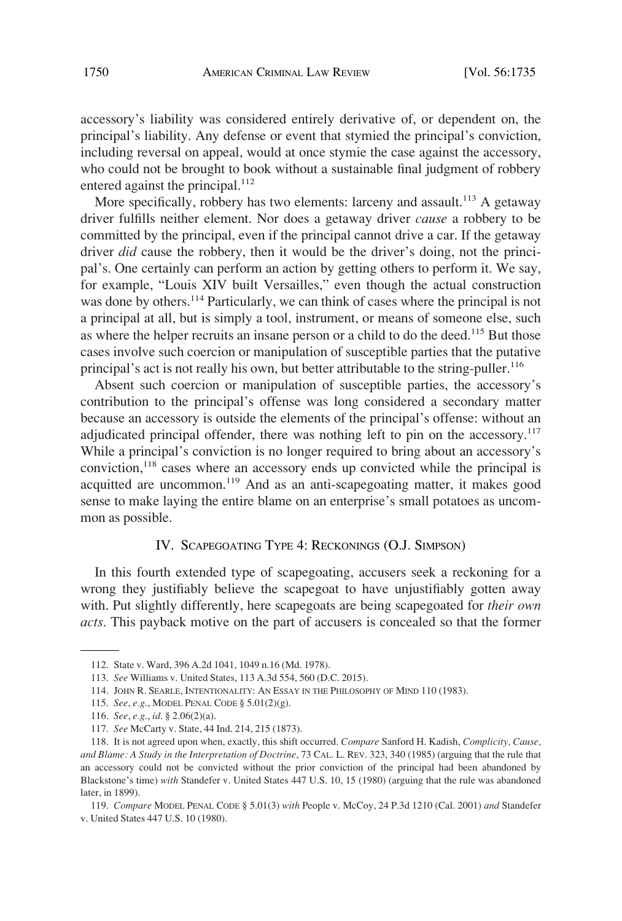accessory's liability was considered entirely derivative of, or dependent on, the principal's liability. Any defense or event that stymied the principal's conviction, including reversal on appeal, would at once stymie the case against the accessory, who could not be brought to book without a sustainable final judgment of robbery entered against the principal.[112]

More specifically, robbery has two elements: larceny and assault.[113] A getaway driver fulfills neither element. Nor does a getaway driver *cause* a robbery to be committed by the principal, even if the principal cannot drive a car. If the getaway driver *did* cause the robbery, then it would be the driver's doing, not the principal's. One certainly can perform an action by getting others to perform it. We say, for example, "Louis XIV built Versailles," even though the actual construction was done by others.[114] Particularly, we can think of cases where the principal is not a principal at all, but is simply a tool, instrument, or means of someone else, such as where the helper recruits an insane person or a child to do the deed.[115] But those cases involve such coercion or manipulation of susceptible parties that the putative principal's act is not really his own, but better attributable to the string-puller.[116]

Absent such coercion or manipulation of susceptible parties, the accessory's contribution to the principal's offense was long considered a secondary matter because an accessory is outside the elements of the principal's offense: without an adjudicated principal offender, there was nothing left to pin on the accessory.[117] While a principal's conviction is no longer required to bring about an accessory's conviction,[118] cases where an accessory ends up convicted while the principal is acquitted are uncommon.[119] And as an anti-scapegoating matter, it makes good sense to make laying the entire blame on an enterprise's small potatoes as uncommon as possible.

## IV. Scapegoating Type 4: Reckonings (O.J. Simpson)

In this fourth extended type of scapegoating, accusers seek a reckoning for a wrong they justifiably believe the scapegoat to have unjustifiably gotten away with. Put slightly differently, here scapegoats are being scapegoated for *their own acts*. This payback motive on the part of accusers is concealed so that the former

---

112. State v. Ward, 396 A.2d 1041, 1049 n.16 (Md. 1978).

113. *See* Williams v. United States, 113 A.3d 554, 560 (D.C. 2015).

114. John R. Searle, Intentionality: An Essay in the Philosophy of Mind 110 (1983).

115. *See*, *e.g.*, Model Penal Code § 5.01(2)(g).

116. *See*, *e.g.*, *id.* § 2.06(2)(a).

117. *See* McCarty v. State, 44 Ind. 214, 215 (1873).

118. It is not agreed upon when, exactly, this shift occurred. *Compare* Sanford H. Kadish, *Complicity, Cause, and Blame: A Study in the Interpretation of Doctrine*, 73 Cal. L. Rev. 323, 340 (1985) (arguing that the rule that an accessory could not be convicted without the prior conviction of the principal had been abandoned by Blackstone's time) *with* Standefer v. United States 447 U.S. 10, 15 (1980) (arguing that the rule was abandoned later, in 1899).

119. *Compare* Model Penal Code § 5.01(3) *with* People v. McCoy, 24 P.3d 1210 (Cal. 2001) *and* Standefer v. United States 447 U.S. 10 (1980).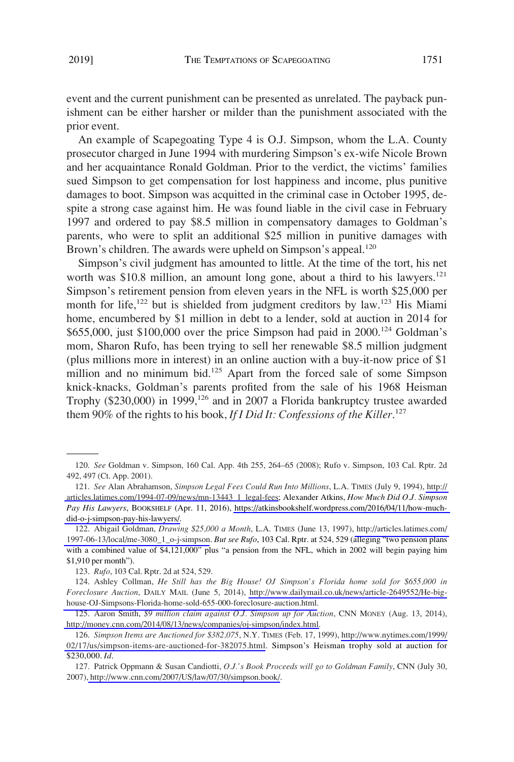event and the current punishment can be presented as unrelated. The payback punishment can be either harsher or milder than the punishment associated with the prior event.

An example of Scapegoating Type 4 is O.J. Simpson, whom the L.A. County prosecutor charged in June 1994 with murdering Simpson's ex-wife Nicole Brown and her acquaintance Ronald Goldman. Prior to the verdict, the victims' families sued Simpson to get compensation for lost happiness and income, plus punitive damages to boot. Simpson was acquitted in the criminal case in October 1995, despite a strong case against him. He was found liable in the civil case in February 1997 and ordered to pay $8.5 million in compensatory damages to Goldman's parents, who were to split an additional $25 million in punitive damages with Brown's children. The awards were upheld on Simpson's appeal.[120]

Simpson's civil judgment has amounted to little. At the time of the tort, his net worth was $10.8 million, an amount long gone, about a third to his lawyers.[121] Simpson's retirement pension from eleven years in the NFL is worth $25,000 per month for life,[122] but is shielded from judgment creditors by law.[123] His Miami home, encumbered by $1 million in debt to a lender, sold at auction in 2014 for $655,000, just $100,000 over the price Simpson had paid in 2000.[124] Goldman's mom, Sharon Rufo, has been trying to sell her renewable $8.5 million judgment (plus millions more in interest) in an online auction with a buy-it-now price of $1 million and no minimum bid.[125] Apart from the forced sale of some Simpson knick-knacks, Goldman's parents profited from the sale of his 1968 Heisman Trophy ($230,000) in 1999,[126] and in 2007 a Florida bankruptcy trustee awarded them 90% of the rights to his book, *If I Did It: Confessions of the Killer*.[127]

---

120. *See* Goldman v. Simpson, 160 Cal. App. 4th 255, 264–65 (2008); Rufo v. Simpson, 103 Cal. Rptr. 2d 492, 497 (Ct. App. 2001).

121. *See* Alan Abrahamson, *Simpson Legal Fees Could Run Into Millions*, L.A. TIMES (July 9, 1994), http://articles.latimes.com/1994-07-09/news/mn-13443_1_legal-fees; Alexander Atkins, *How Much Did O.J. Simpson Pay His Lawyers*, BOOKSHELF (Apr. 11, 2016), https://atkinsbookshelf.wordpress.com/2016/04/11/how-much-did-o-j-simpson-pay-his-lawyers/.

122. Abigail Goldman, *Drawing $25,000 a Month*, L.A. TIMES (June 13, 1997), http://articles.latimes.com/1997-06-13/local/me-3080_1_o-j-simpson. *But see Rufo*, 103 Cal. Rptr. at 524, 529 (alleging "two pension plans with a combined value of $4,121,000" plus "a pension from the NFL, which in 2002 will begin paying him $1,910 per month").

123. *Rufo*, 103 Cal. Rptr. 2d at 524, 529.

124. Ashley Collman, *He Still has the Big House! OJ Simpson's Florida home sold for $655,000 in Foreclosure Auction*, DAILY MAIL (June 5, 2014), http://www.dailymail.co.uk/news/article-2649552/He-big-house-OJ-Simpsons-Florida-home-sold-655-000-foreclosure-auction.html.

125. Aaron Smith, *$9 million claim against O.J. Simpson up for Auction*, CNN MONEY (Aug. 13, 2014), http://money.cnn.com/2014/08/13/news/companies/oj-simpson/index.html.

126. *Simpson Items are Auctioned for $382,075*, N.Y. TIMES (Feb. 17, 1999), http://www.nytimes.com/1999/02/17/us/simpson-items-are-auctioned-for-382075.html. Simpson's Heisman trophy sold at auction for $230,000. *Id*.

127. Patrick Oppmann & Susan Candiotti, *O.J.'s Book Proceeds will go to Goldman Family*, CNN (July 30, 2007), http://www.cnn.com/2007/US/law/07/30/simpson.book/.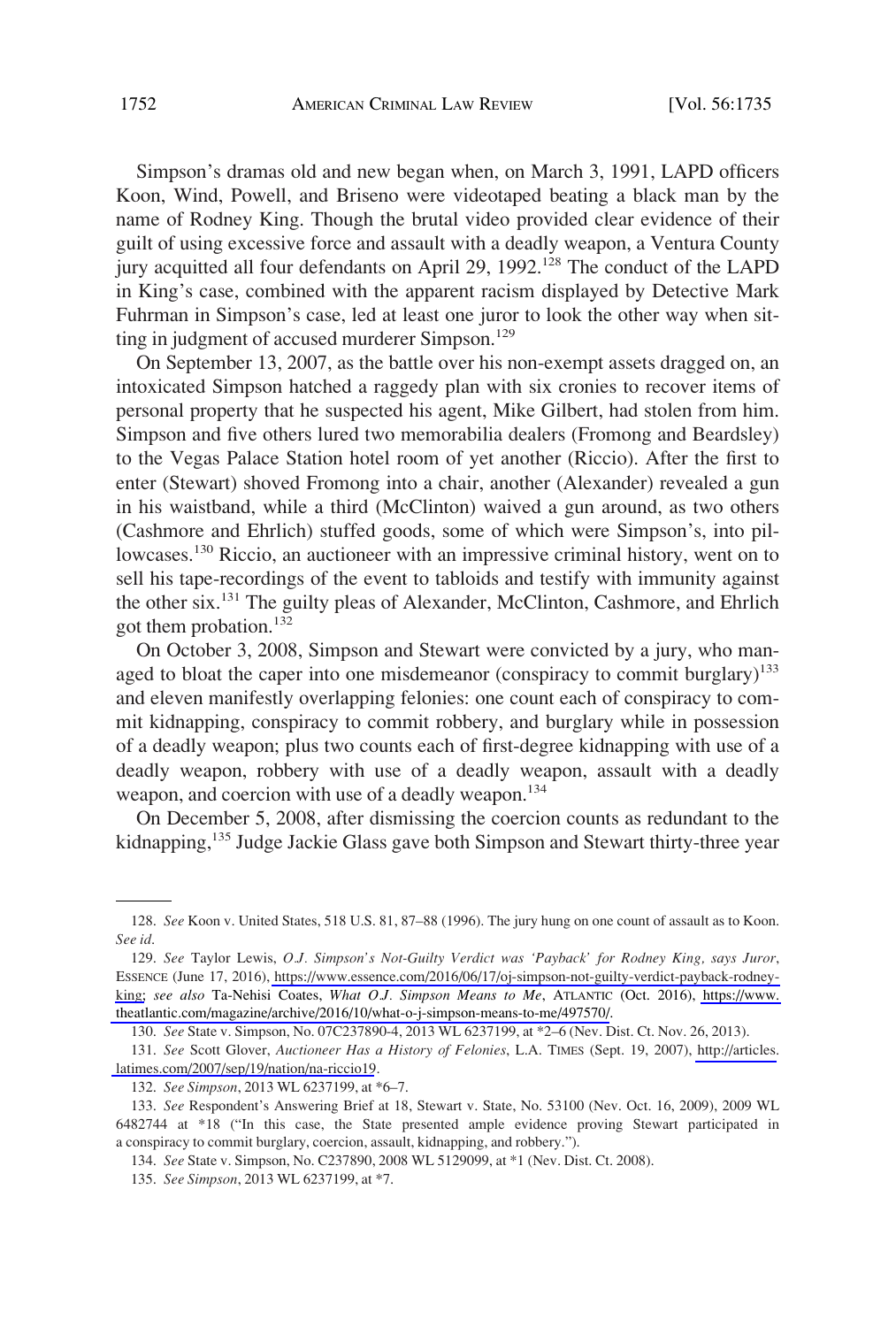Simpson's dramas old and new began when, on March 3, 1991, LAPD officers Koon, Wind, Powell, and Briseno were videotaped beating a black man by the name of Rodney King. Though the brutal video provided clear evidence of their guilt of using excessive force and assault with a deadly weapon, a Ventura County jury acquitted all four defendants on April 29, 1992.[128] The conduct of the LAPD in King's case, combined with the apparent racism displayed by Detective Mark Fuhrman in Simpson's case, led at least one juror to look the other way when sitting in judgment of accused murderer Simpson.[129]

On September 13, 2007, as the battle over his non-exempt assets dragged on, an intoxicated Simpson hatched a raggedy plan with six cronies to recover items of personal property that he suspected his agent, Mike Gilbert, had stolen from him. Simpson and five others lured two memorabilia dealers (Fromong and Beardsley) to the Vegas Palace Station hotel room of yet another (Riccio). After the first to enter (Stewart) shoved Fromong into a chair, another (Alexander) revealed a gun in his waistband, while a third (McClinton) waived a gun around, as two others (Cashmore and Ehrlich) stuffed goods, some of which were Simpson's, into pillowcases.[130] Riccio, an auctioneer with an impressive criminal history, went on to sell his tape-recordings of the event to tabloids and testify with immunity against the other six.[131] The guilty pleas of Alexander, McClinton, Cashmore, and Ehrlich got them probation.[132]

On October 3, 2008, Simpson and Stewart were convicted by a jury, who managed to bloat the caper into one misdemeanor (conspiracy to commit burglary)[133] and eleven manifestly overlapping felonies: one count each of conspiracy to commit kidnapping, conspiracy to commit robbery, and burglary while in possession of a deadly weapon; plus two counts each of first-degree kidnapping with use of a deadly weapon, robbery with use of a deadly weapon, assault with a deadly weapon, and coercion with use of a deadly weapon.[134]

On December 5, 2008, after dismissing the coercion counts as redundant to the kidnapping,[135] Judge Jackie Glass gave both Simpson and Stewart thirty-three year

---

128. *See* Koon v. United States, 518 U.S. 81, 87–88 (1996). The jury hung on one count of assault as to Koon. *See id.*

129. *See* Taylor Lewis, *O.J. Simpson's Not-Guilty Verdict was 'Payback' for Rodney King, says Juror*, ESSENCE (June 17, 2016), https://www.essence.com/2016/06/17/oj-simpson-not-guilty-verdict-payback-rodney-king; *see also* Ta-Nehisi Coates, *What O.J. Simpson Means to Me*, ATLANTIC (Oct. 2016), https://www.theatlantic.com/magazine/archive/2016/10/what-o-j-simpson-means-to-me/497570/.

130. *See* State v. Simpson, No. 07C237890-4, 2013 WL 6237199, at *2–6 (Nev. Dist. Ct. Nov. 26, 2013).

131. *See* Scott Glover, *Auctioneer Has a History of Felonies*, L.A. TIMES (Sept. 19, 2007), http://articles.latimes.com/2007/sep/19/nation/na-riccio19.

132. *See Simpson*, 2013 WL 6237199, at *6–7.

133. *See* Respondent's Answering Brief at 18, Stewart v. State, No. 53100 (Nev. Oct. 16, 2009), 2009 WL 6482744 at *18 ("In this case, the State presented ample evidence proving Stewart participated in a conspiracy to commit burglary, coercion, assault, kidnapping, and robbery.").

134. *See* State v. Simpson, No. C237890, 2008 WL 5129099, at *1 (Nev. Dist. Ct. 2008).

135. *See Simpson*, 2013 WL 6237199, at *7.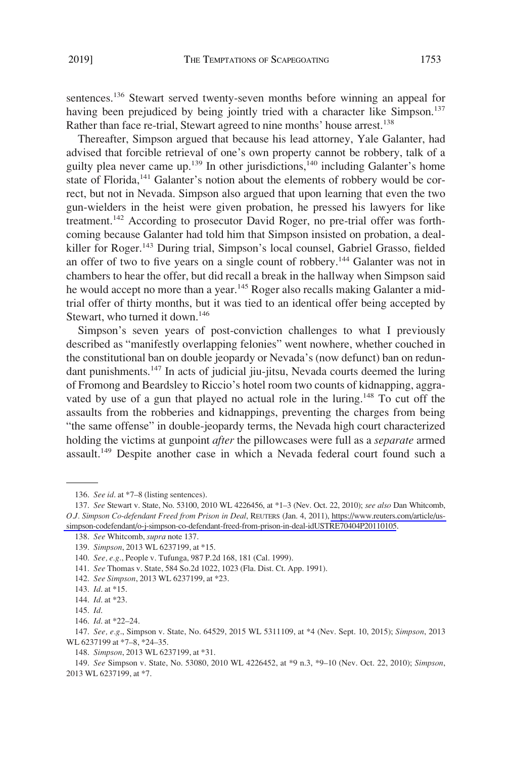sentences.[136] Stewart served twenty-seven months before winning an appeal for having been prejudiced by being jointly tried with a character like Simpson.[137] Rather than face re-trial, Stewart agreed to nine months' house arrest.[138]

Thereafter, Simpson argued that because his lead attorney, Yale Galanter, had advised that forcible retrieval of one's own property cannot be robbery, talk of a guilty plea never came up.[139] In other jurisdictions,[140] including Galanter's home state of Florida,[141] Galanter's notion about the elements of robbery would be correct, but not in Nevada. Simpson also argued that upon learning that even the two gun-wielders in the heist were given probation, he pressed his lawyers for like treatment.[142] According to prosecutor David Roger, no pre-trial offer was forthcoming because Galanter had told him that Simpson insisted on probation, a deal-killer for Roger.[143] During trial, Simpson's local counsel, Gabriel Grasso, fielded an offer of two to five years on a single count of robbery.[144] Galanter was not in chambers to hear the offer, but did recall a break in the hallway when Simpson said he would accept no more than a year.[145] Roger also recalls making Galanter a mid-trial offer of thirty months, but it was tied to an identical offer being accepted by Stewart, who turned it down.[146]

Simpson's seven years of post-conviction challenges to what I previously described as "manifestly overlapping felonies" went nowhere, whether couched in the constitutional ban on double jeopardy or Nevada's (now defunct) ban on redundant punishments.[147] In acts of judicial jiu-jitsu, Nevada courts deemed the luring of Fromong and Beardsley to Riccio's hotel room two counts of kidnapping, aggravated by use of a gun that played no actual role in the luring.[148] To cut off the assaults from the robberies and kidnappings, preventing the charges from being "the same offense" in double-jeopardy terms, the Nevada high court characterized holding the victims at gunpoint *after* the pillowcases were full as a *separate* armed assault.[149] Despite another case in which a Nevada federal court found such a

---

136. *See id*. at *7–8 (listing sentences).

137. *See* Stewart v. State, No. 53100, 2010 WL 4226456, at *1–3 (Nev. Oct. 22, 2010); *see also* Dan Whitcomb, *O.J. Simpson Co-defendant Freed from Prison in Deal*, REUTERS (Jan. 4, 2011), https://www.reuters.com/article/us-simpson-codefendant/o-j-simpson-co-defendant-freed-from-prison-in-deal-idUSTRE70404P20110105.

138. *See* Whitcomb, *supra* note 137.

139. *Simpson*, 2013 WL 6237199, at *15.

140. *See, e.g*., People v. Tufunga, 987 P.2d 168, 181 (Cal. 1999).

141. *See* Thomas v. State, 584 So.2d 1022, 1023 (Fla. Dist. Ct. App. 1991).

142. *See Simpson*, 2013 WL 6237199, at *23.

143. *Id*. at *15.

144. *Id*. at *23.

145. *Id*.

146. *Id*. at *22–24.

147. *See, e.g*., Simpson v. State, No. 64529, 2015 WL 5311109, at *4 (Nev. Sept. 10, 2015); *Simpson*, 2013 WL 6237199 at *7–8, *24–35.

148. *Simpson*, 2013 WL 6237199, at *31.

149. *See* Simpson v. State, No. 53080, 2010 WL 4226452, at *9 n.3, *9–10 (Nev. Oct. 22, 2010); *Simpson*, 2013 WL 6237199, at *7.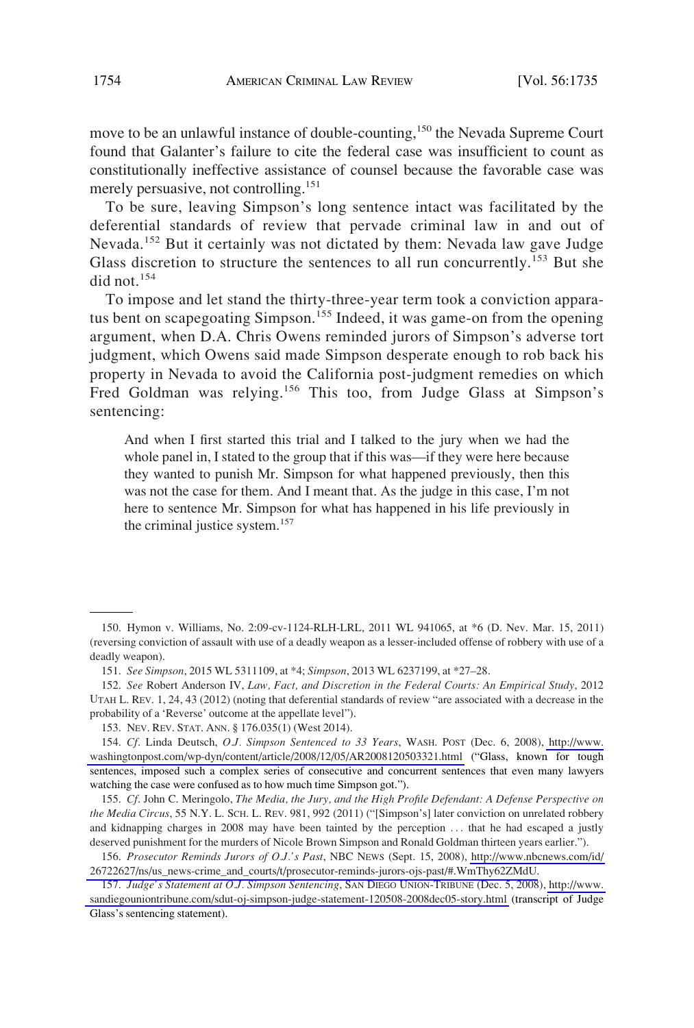move to be an unlawful instance of double-counting,[150] the Nevada Supreme Court found that Galanter's failure to cite the federal case was insufficient to count as constitutionally ineffective assistance of counsel because the favorable case was merely persuasive, not controlling.[151]

To be sure, leaving Simpson's long sentence intact was facilitated by the deferential standards of review that pervade criminal law in and out of Nevada.[152] But it certainly was not dictated by them: Nevada law gave Judge Glass discretion to structure the sentences to all run concurrently.[153] But she did not.[154]

To impose and let stand the thirty-three-year term took a conviction apparatus bent on scapegoating Simpson.[155] Indeed, it was game-on from the opening argument, when D.A. Chris Owens reminded jurors of Simpson's adverse tort judgment, which Owens said made Simpson desperate enough to rob back his property in Nevada to avoid the California post-judgment remedies on which Fred Goldman was relying.[156] This too, from Judge Glass at Simpson's sentencing:

> And when I first started this trial and I talked to the jury when we had the whole panel in, I stated to the group that if this was—if they were here because they wanted to punish Mr. Simpson for what happened previously, then this was not the case for them. And I meant that. As the judge in this case, I'm not here to sentence Mr. Simpson for what has happened in his life previously in the criminal justice system.[157]

---

150. Hymon v. Williams, No. 2:09-cv-1124-RLH-LRL, 2011 WL 941065, at *6 (D. Nev. Mar. 15, 2011) (reversing conviction of assault with use of a deadly weapon as a lesser-included offense of robbery with use of a deadly weapon).

151. *See Simpson*, 2015 WL 5311109, at *4; *Simpson*, 2013 WL 6237199, at *27–28.

152. *See* Robert Anderson IV, *Law, Fact, and Discretion in the Federal Courts: An Empirical Study*, 2012 UTAH L. REV. 1, 24, 43 (2012) (noting that deferential standards of review "are associated with a decrease in the probability of a 'Reverse' outcome at the appellate level").

153. NEV. REV. STAT. ANN. § 176.035(1) (West 2014).

154. *Cf*. Linda Deutsch, *O.J. Simpson Sentenced to 33 Years*, WASH. POST (Dec. 6, 2008), http://www.washingtonpost.com/wp-dyn/content/article/2008/12/05/AR2008120503321.html ("Glass, known for tough sentences, imposed such a complex series of consecutive and concurrent sentences that even many lawyers watching the case were confused as to how much time Simpson got.").

155. *Cf*. John C. Meringolo, *The Media, the Jury, and the High Profile Defendant: A Defense Perspective on the Media Circus*, 55 N.Y. L. SCH. L. REV. 981, 992 (2011) ("[Simpson's] later conviction on unrelated robbery and kidnapping charges in 2008 may have been tainted by the perception . . . that he had escaped a justly deserved punishment for the murders of Nicole Brown Simpson and Ronald Goldman thirteen years earlier.").

156. *Prosecutor Reminds Jurors of O.J.'s Past*, NBC NEWS (Sept. 15, 2008), http://www.nbcnews.com/id/26722627/ns/us_news-crime_and_courts/t/prosecutor-reminds-jurors-ojs-past/#.WmThy62ZMdU.

157. *Judge's Statement at O.J. Simpson Sentencing*, SAN DIEGO UNION-TRIBUNE (Dec. 5, 2008), http://www.sandiegouniontribune.com/sdut-oj-simpson-judge-statement-120508-2008dec05-story.html (transcript of Judge Glass's sentencing statement).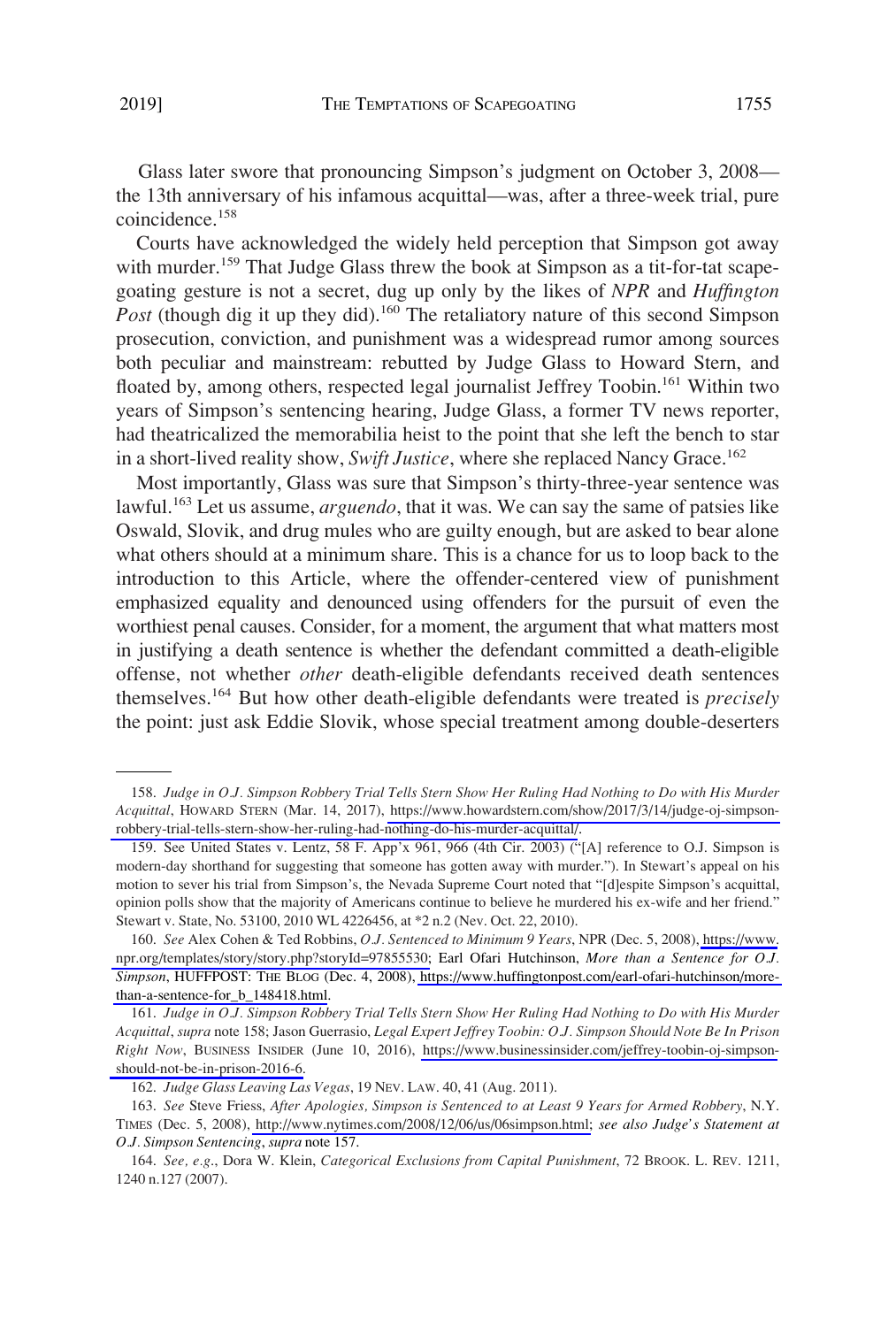Glass later swore that pronouncing Simpson's judgment on October 3, 2008—the 13th anniversary of his infamous acquittal—was, after a three-week trial, pure coincidence.[158]

Courts have acknowledged the widely held perception that Simpson got away with murder.[159] That Judge Glass threw the book at Simpson as a tit-for-tat scapegoating gesture is not a secret, dug up only by the likes of *NPR* and *Huffington Post* (though dig it up they did).[160] The retaliatory nature of this second Simpson prosecution, conviction, and punishment was a widespread rumor among sources both peculiar and mainstream: rebutted by Judge Glass to Howard Stern, and floated by, among others, respected legal journalist Jeffrey Toobin.[161] Within two years of Simpson's sentencing hearing, Judge Glass, a former TV news reporter, had theatricalized the memorabilia heist to the point that she left the bench to star in a short-lived reality show, *Swift Justice*, where she replaced Nancy Grace.[162]

Most importantly, Glass was sure that Simpson's thirty-three-year sentence was lawful.[163] Let us assume, *arguendo*, that it was. We can say the same of patsies like Oswald, Slovik, and drug mules who are guilty enough, but are asked to bear alone what others should at a minimum share. This is a chance for us to loop back to the introduction to this Article, where the offender-centered view of punishment emphasized equality and denounced using offenders for the pursuit of even the worthiest penal causes. Consider, for a moment, the argument that what matters most in justifying a death sentence is whether the defendant committed a death-eligible offense, not whether *other* death-eligible defendants received death sentences themselves.[164] But how other death-eligible defendants were treated is *precisely* the point: just ask Eddie Slovik, whose special treatment among double-deserters

---

158. *Judge in O.J. Simpson Robbery Trial Tells Stern Show Her Ruling Had Nothing to Do with His Murder Acquittal*, HOWARD STERN (Mar. 14, 2017), https://www.howardstern.com/show/2017/3/14/judge-oj-simpson-robbery-trial-tells-stern-show-her-ruling-had-nothing-do-his-murder-acquittal/.

159. See United States v. Lentz, 58 F. App'x 961, 966 (4th Cir. 2003) ("[A] reference to O.J. Simpson is modern-day shorthand for suggesting that someone has gotten away with murder."). In Stewart's appeal on his motion to sever his trial from Simpson's, the Nevada Supreme Court noted that "[d]espite Simpson's acquittal, opinion polls show that the majority of Americans continue to believe he murdered his ex-wife and her friend." Stewart v. State, No. 53100, 2010 WL 4226456, at *2 n.2 (Nev. Oct. 22, 2010).

160. *See* Alex Cohen & Ted Robbins, *O.J. Sentenced to Minimum 9 Years*, NPR (Dec. 5, 2008), https://www.npr.org/templates/story/story.php?storyId=97855530; Earl Ofari Hutchinson, *More than a Sentence for O.J. Simpson*, HUFFPOST: THE BLOG (Dec. 4, 2008), https://www.huffingtonpost.com/earl-ofari-hutchinson/more-than-a-sentence-for_b_148418.html.

161. *Judge in O.J. Simpson Robbery Trial Tells Stern Show Her Ruling Had Nothing to Do with His Murder Acquittal*, *supra* note 158; Jason Guerrasio, *Legal Expert Jeffrey Toobin: O.J. Simpson Should Note Be In Prison Right Now*, BUSINESS INSIDER (June 10, 2016), https://www.businessinsider.com/jeffrey-toobin-oj-simpson-should-not-be-in-prison-2016-6.

162. *Judge Glass Leaving Las Vegas*, 19 NEV. LAW. 40, 41 (Aug. 2011).

163. *See* Steve Friess, *After Apologies, Simpson is Sentenced to at Least 9 Years for Armed Robbery*, N.Y. TIMES (Dec. 5, 2008), http://www.nytimes.com/2008/12/06/us/06simpson.html; *see also Judge's Statement at O.J. Simpson Sentencing*, *supra* note 157.

164. *See, e.g.*, Dora W. Klein, *Categorical Exclusions from Capital Punishment*, 72 BROOK. L. REV. 1211, 1240 n.127 (2007).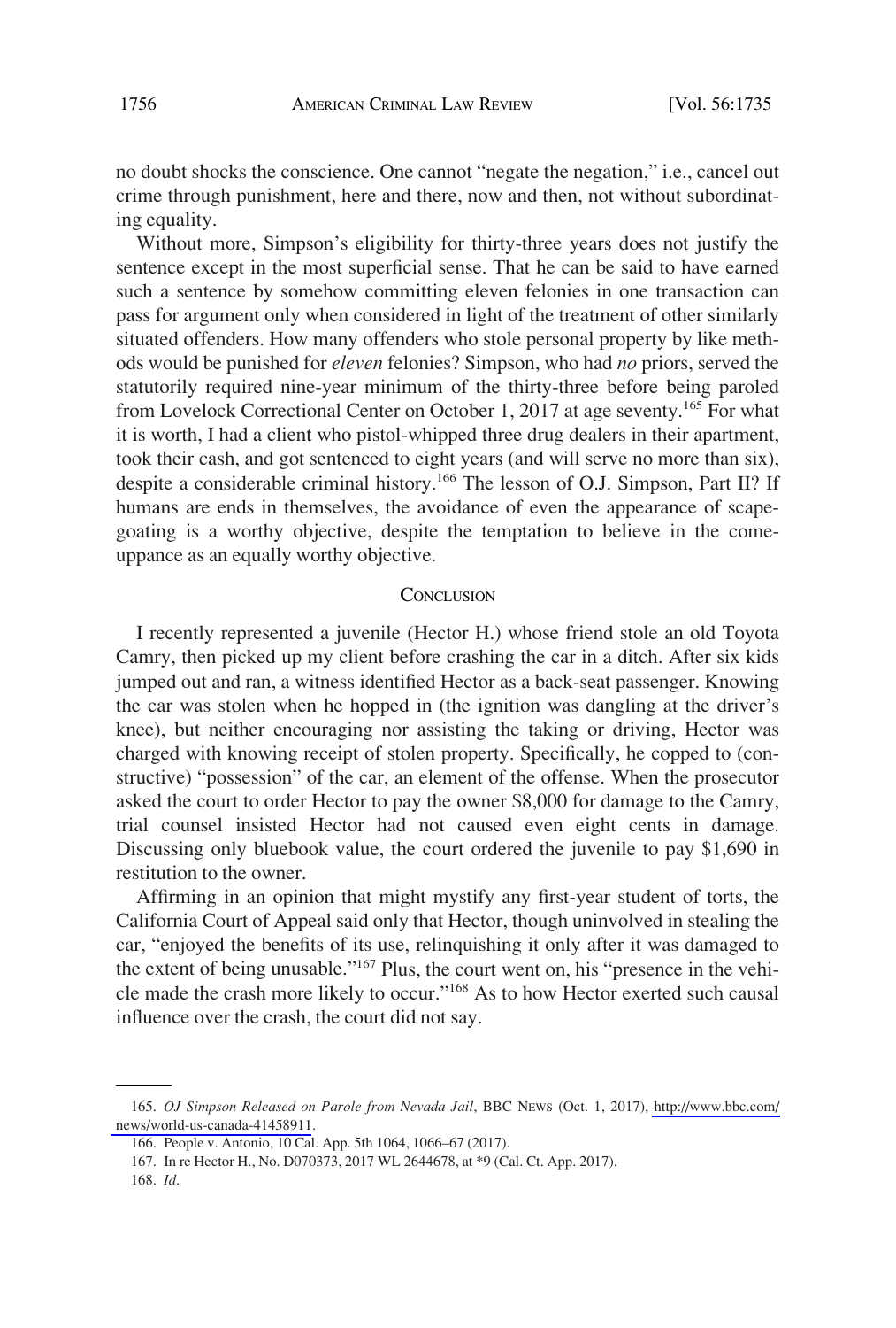no doubt shocks the conscience. One cannot "negate the negation," i.e., cancel out crime through punishment, here and there, now and then, not without subordinating equality.

Without more, Simpson's eligibility for thirty-three years does not justify the sentence except in the most superficial sense. That he can be said to have earned such a sentence by somehow committing eleven felonies in one transaction can pass for argument only when considered in light of the treatment of other similarly situated offenders. How many offenders who stole personal property by like methods would be punished for *eleven* felonies? Simpson, who had *no* priors, served the statutorily required nine-year minimum of the thirty-three before being paroled from Lovelock Correctional Center on October 1, 2017 at age seventy.[165] For what it is worth, I had a client who pistol-whipped three drug dealers in their apartment, took their cash, and got sentenced to eight years (and will serve no more than six), despite a considerable criminal history.[166] The lesson of O.J. Simpson, Part II? If humans are ends in themselves, the avoidance of even the appearance of scapegoating is a worthy objective, despite the temptation to believe in the comeuppance as an equally worthy objective.

## Conclusion

I recently represented a juvenile (Hector H.) whose friend stole an old Toyota Camry, then picked up my client before crashing the car in a ditch. After six kids jumped out and ran, a witness identified Hector as a back-seat passenger. Knowing the car was stolen when he hopped in (the ignition was dangling at the driver's knee), but neither encouraging nor assisting the taking or driving, Hector was charged with knowing receipt of stolen property. Specifically, he copped to (constructive) "possession" of the car, an element of the offense. When the prosecutor asked the court to order Hector to pay the owner $8,000 for damage to the Camry, trial counsel insisted Hector had not caused even eight cents in damage. Discussing only bluebook value, the court ordered the juvenile to pay $1,690 in restitution to the owner.

Affirming in an opinion that might mystify any first-year student of torts, the California Court of Appeal said only that Hector, though uninvolved in stealing the car, "enjoyed the benefits of its use, relinquishing it only after it was damaged to the extent of being unusable."[167] Plus, the court went on, his "presence in the vehicle made the crash more likely to occur."[168] As to how Hector exerted such causal influence over the crash, the court did not say.

---

165. *OJ Simpson Released on Parole from Nevada Jail*, BBC NEWS (Oct. 1, 2017), http://www.bbc.com/news/world-us-canada-41458911.

166. People v. Antonio, 10 Cal. App. 5th 1064, 1066–67 (2017).

167. In re Hector H., No. D070373, 2017 WL 2644678, at *9 (Cal. Ct. App. 2017).

168. *Id.*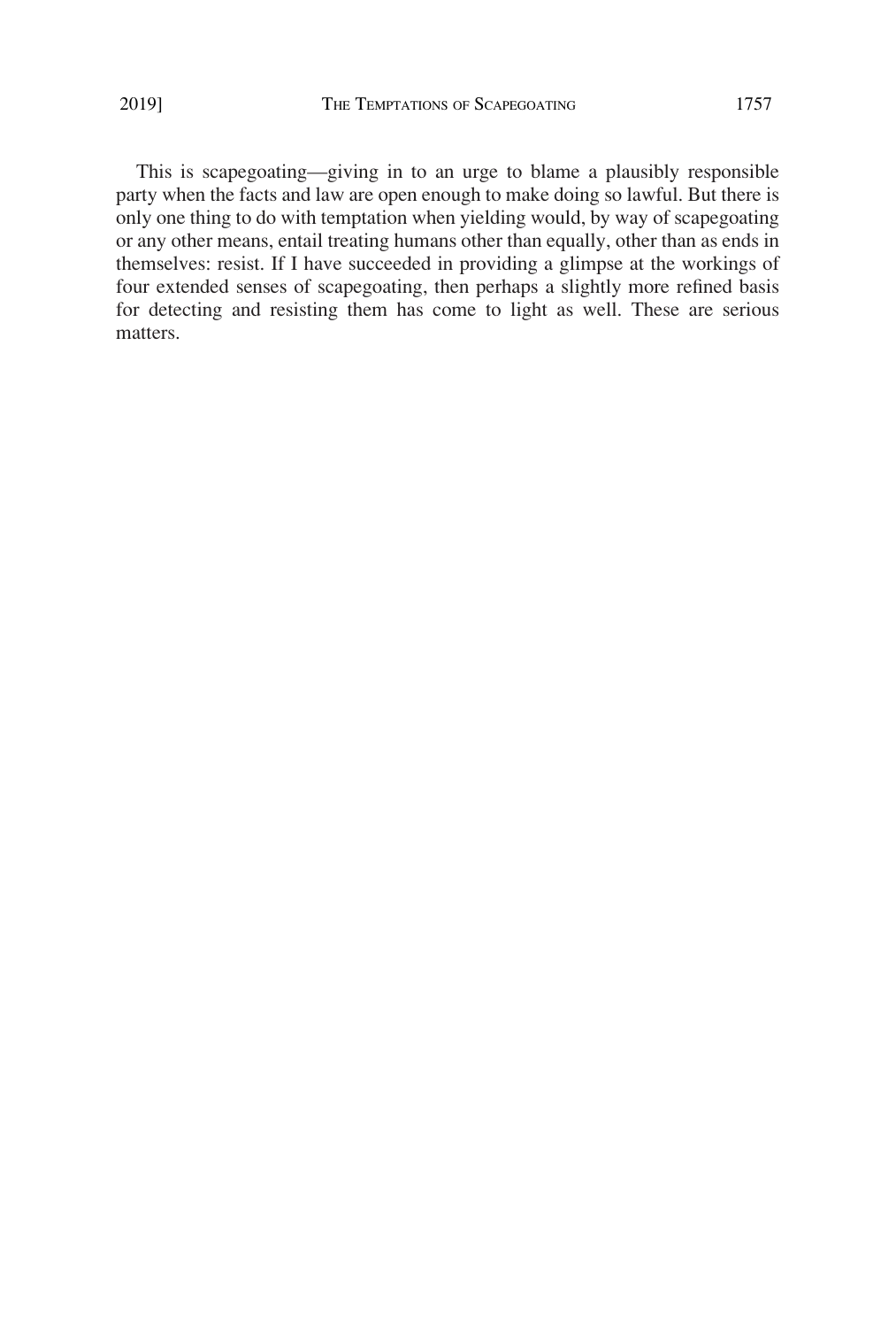This is scapegoating—giving in to an urge to blame a plausibly responsible party when the facts and law are open enough to make doing so lawful. But there is only one thing to do with temptation when yielding would, by way of scapegoating or any other means, entail treating humans other than equally, other than as ends in themselves: resist. If I have succeeded in providing a glimpse at the workings of four extended senses of scapegoating, then perhaps a slightly more refined basis for detecting and resisting them has come to light as well. These are serious matters.